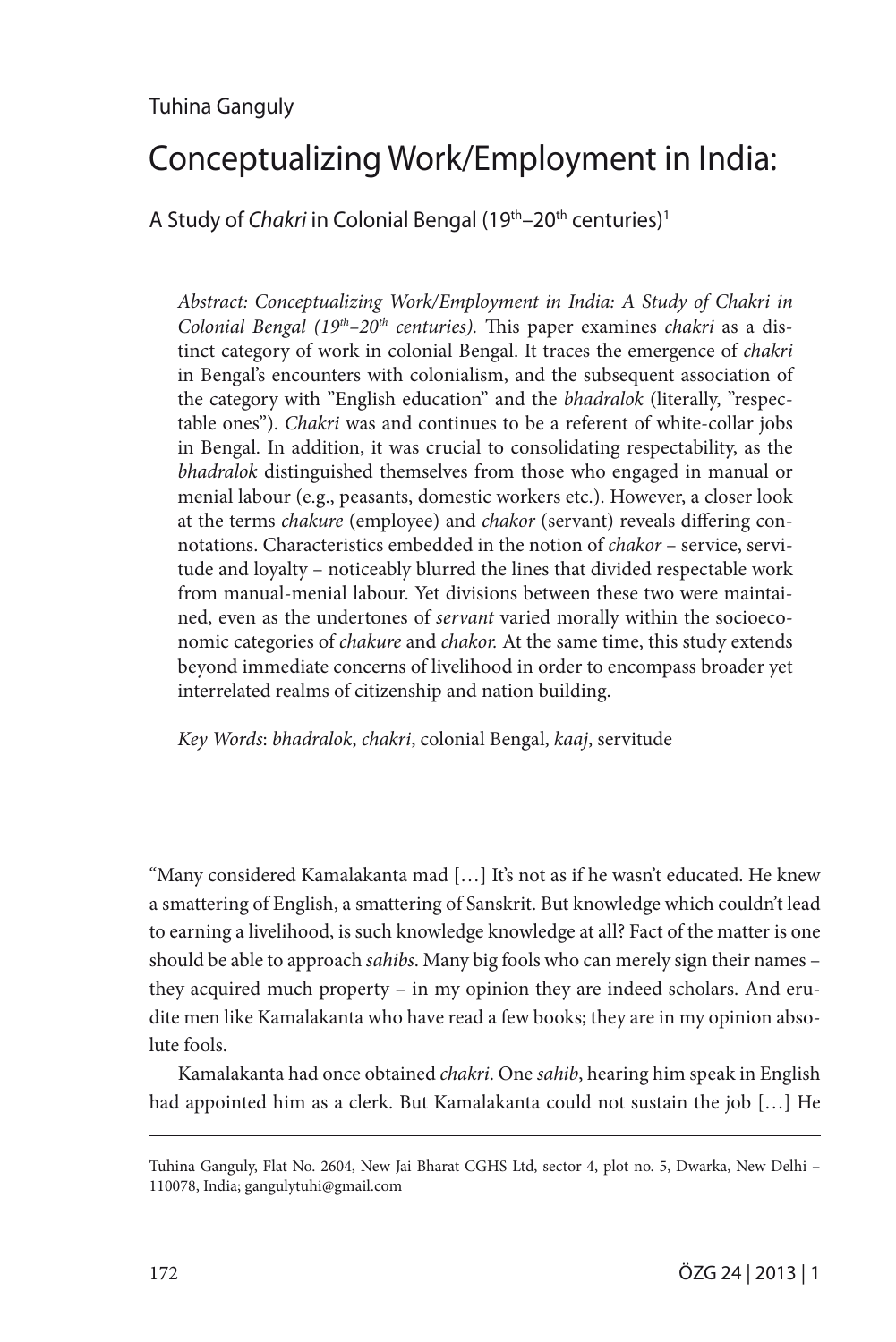Tuhina Ganguly

# Conceptualizing Work/Employment in India:

## A Study of *Chakri* in Colonial Bengal (19th–20th centuries)[1]

*Abstract: Conceptualizing Work/Employment in India: A Study of Chakri in Colonial Bengal (19th–20th centuries).* This paper examines *chakri* as a distinct category of work in colonial Bengal. It traces the emergence of *chakri* in Bengal's encounters with colonialism, and the subsequent association of the category with "English education" and the *bhadralok* (literally, "respectable ones"). *Chakri* was and continues to be a referent of white-collar jobs in Bengal. In addition, it was crucial to consolidating respectability, as the *bhadralok* distinguished themselves from those who engaged in manual or menial labour (e.g., peasants, domestic workers etc.). However, a closer look at the terms *chakure* (employee) and *chakor* (servant) reveals differing connotations. Characteristics embedded in the notion of *chakor* – service, servitude and loyalty – noticeably blurred the lines that divided respectable work from manual-menial labour. Yet divisions between these two were maintained, even as the undertones of *servant* varied morally within the socioeconomic categories of *chakure* and *chakor.* At the same time, this study extends beyond immediate concerns of livelihood in order to encompass broader yet interrelated realms of citizenship and nation building.

*Key Words*: *bhadralok*, *chakri*, colonial Bengal, *kaaj*, servitude

"Many considered Kamalakanta mad […] It's not as if he wasn't educated. He knew a smattering of English, a smattering of Sanskrit. But knowledge which couldn't lead to earning a livelihood, is such knowledge knowledge at all? Fact of the matter is one should be able to approach *sahibs*. Many big fools who can merely sign their names – they acquired much property – in my opinion they are indeed scholars. And erudite men like Kamalakanta who have read a few books; they are in my opinion absolute fools.

Kamalakanta had once obtained *chakri*. One *sahib*, hearing him speak in English had appointed him as a clerk. But Kamalakanta could not sustain the job […] He

Tuhina Ganguly, Flat No. 2604, New Jai Bharat CGHS Ltd, sector 4, plot no. 5, Dwarka, New Delhi – 110078, India; gangulytuhi@gmail.com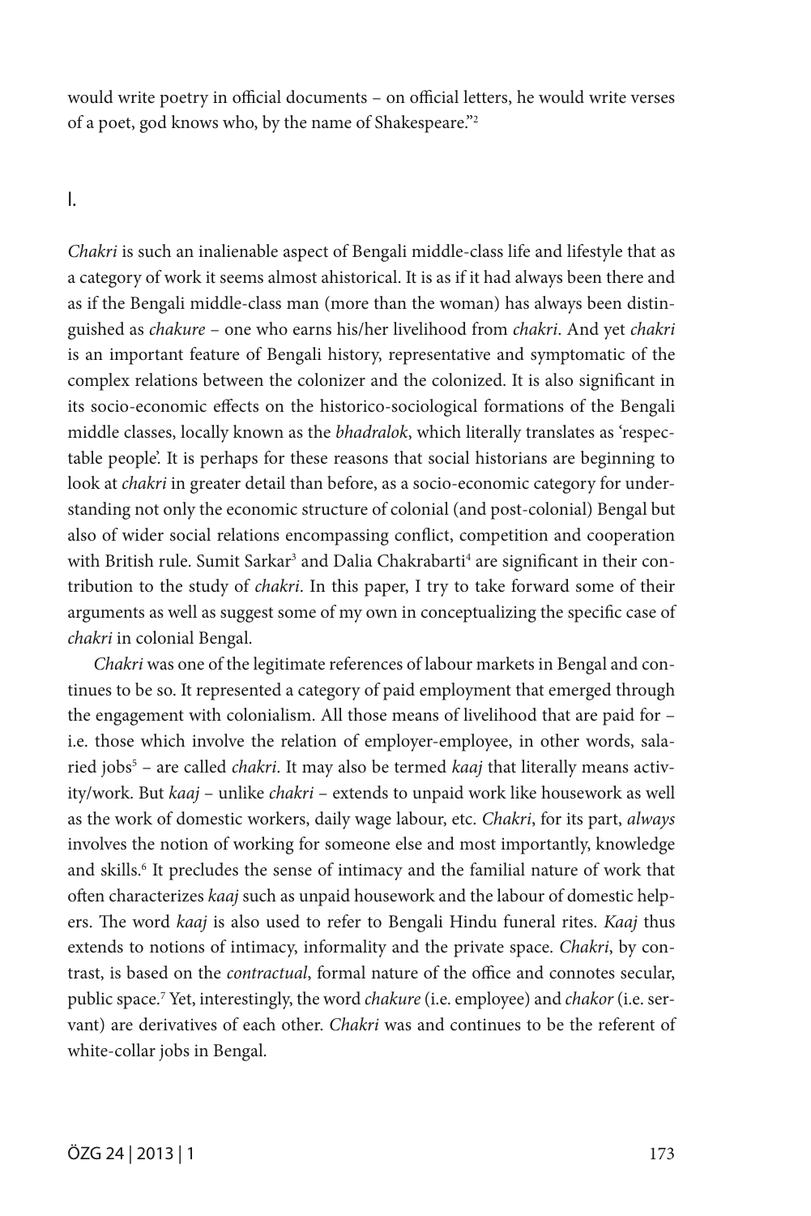would write poetry in official documents – on official letters, he would write verses of a poet, god knows who, by the name of Shakespeare."[2]

## I.

*Chakri* is such an inalienable aspect of Bengali middle-class life and lifestyle that as a category of work it seems almost ahistorical. It is as if it had always been there and as if the Bengali middle-class man (more than the woman) has always been distinguished as *chakure* – one who earns his/her livelihood from *chakri*. And yet *chakri* is an important feature of Bengali history, representative and symptomatic of the complex relations between the colonizer and the colonized. It is also significant in its socio-economic effects on the historico-sociological formations of the Bengali middle classes, locally known as the *bhadralok*, which literally translates as 'respectable people'. It is perhaps for these reasons that social historians are beginning to look at *chakri* in greater detail than before, as a socio-economic category for understanding not only the economic structure of colonial (and post-colonial) Bengal but also of wider social relations encompassing conflict, competition and cooperation with British rule. Sumit Sarkar[3] and Dalia Chakrabarti[4] are significant in their contribution to the study of *chakri*. In this paper, I try to take forward some of their arguments as well as suggest some of my own in conceptualizing the specific case of *chakri* in colonial Bengal.

*Chakri* was one of the legitimate references of labour markets in Bengal and continues to be so. It represented a category of paid employment that emerged through the engagement with colonialism. All those means of livelihood that are paid for – i.e. those which involve the relation of employer-employee, in other words, salaried jobs[5] – are called *chakri*. It may also be termed *kaaj* that literally means activity/work. But *kaaj* – unlike *chakri* – extends to unpaid work like housework as well as the work of domestic workers, daily wage labour, etc. *Chakri*, for its part, *always* involves the notion of working for someone else and most importantly, knowledge and skills.[6] It precludes the sense of intimacy and the familial nature of work that often characterizes *kaaj* such as unpaid housework and the labour of domestic helpers. The word *kaaj* is also used to refer to Bengali Hindu funeral rites. *Kaaj* thus extends to notions of intimacy, informality and the private space. *Chakri*, by contrast, is based on the *contractual*, formal nature of the office and connotes secular, public space.[7] Yet, interestingly, the word *chakure* (i.e. employee) and *chakor* (i.e. servant) are derivatives of each other. *Chakri* was and continues to be the referent of white-collar jobs in Bengal.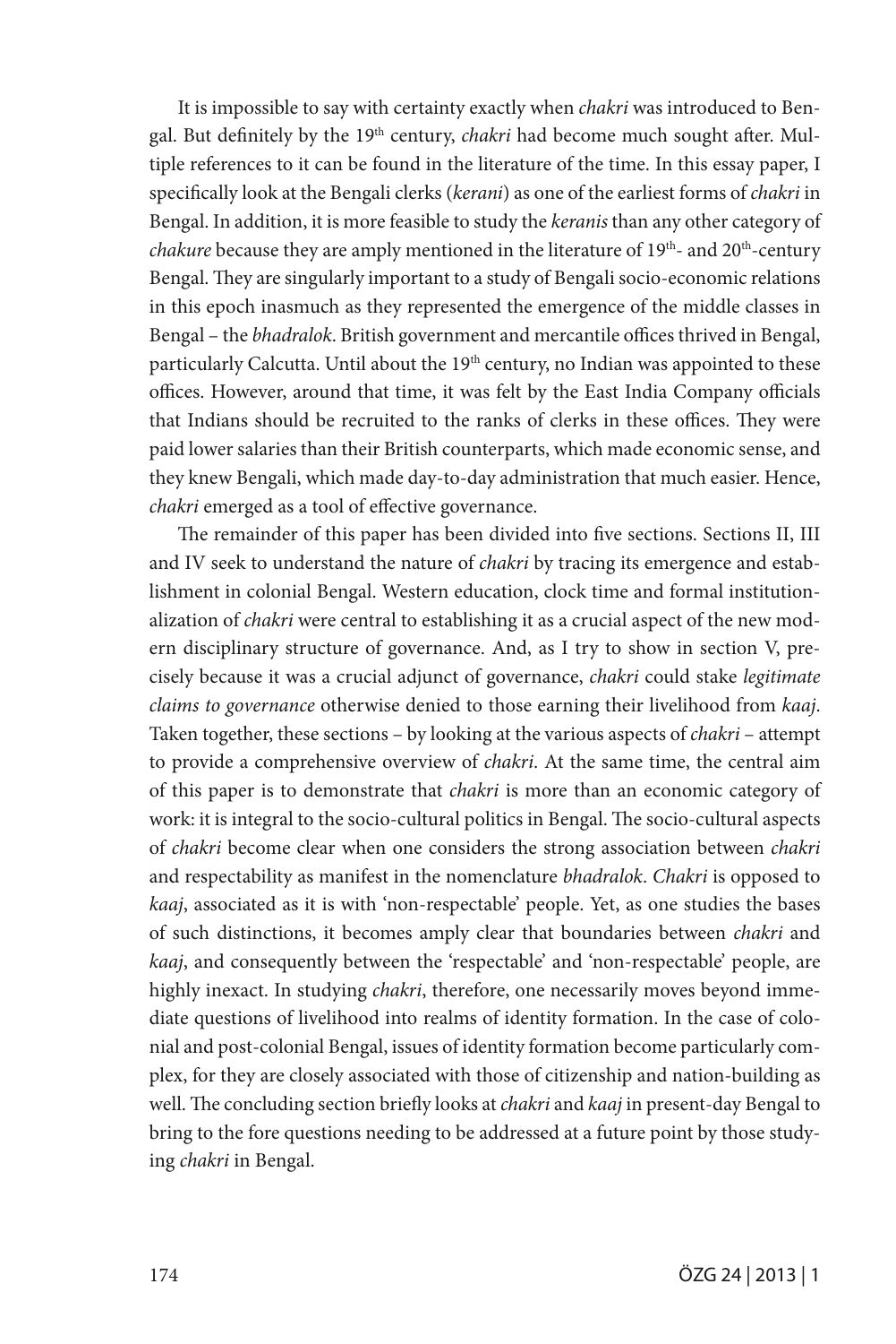It is impossible to say with certainty exactly when *chakri* was introduced to Bengal. But definitely by the 19th century, *chakri* had become much sought after. Multiple references to it can be found in the literature of the time. In this essay paper, I specifically look at the Bengali clerks (*kerani*) as one of the earliest forms of *chakri* in Bengal. In addition, it is more feasible to study the *keranis* than any other category of *chakure* because they are amply mentioned in the literature of 19th- and 20th-century Bengal. They are singularly important to a study of Bengali socio-economic relations in this epoch inasmuch as they represented the emergence of the middle classes in Bengal – the *bhadralok*. British government and mercantile offices thrived in Bengal, particularly Calcutta. Until about the 19th century, no Indian was appointed to these offices. However, around that time, it was felt by the East India Company officials that Indians should be recruited to the ranks of clerks in these offices. They were paid lower salaries than their British counterparts, which made economic sense, and they knew Bengali, which made day-to-day administration that much easier. Hence, *chakri* emerged as a tool of effective governance.

The remainder of this paper has been divided into five sections. Sections II, III and IV seek to understand the nature of *chakri* by tracing its emergence and establishment in colonial Bengal. Western education, clock time and formal institutionalization of *chakri* were central to establishing it as a crucial aspect of the new modern disciplinary structure of governance. And, as I try to show in section V, precisely because it was a crucial adjunct of governance, *chakri* could stake *legitimate claims to governance* otherwise denied to those earning their livelihood from *kaaj*. Taken together, these sections – by looking at the various aspects of *chakri* – attempt to provide a comprehensive overview of *chakri*. At the same time, the central aim of this paper is to demonstrate that *chakri* is more than an economic category of work: it is integral to the socio-cultural politics in Bengal. The socio-cultural aspects of *chakri* become clear when one considers the strong association between *chakri* and respectability as manifest in the nomenclature *bhadralok*. *Chakri* is opposed to *kaaj*, associated as it is with 'non-respectable' people. Yet, as one studies the bases of such distinctions, it becomes amply clear that boundaries between *chakri* and *kaaj*, and consequently between the 'respectable' and 'non-respectable' people, are highly inexact. In studying *chakri*, therefore, one necessarily moves beyond immediate questions of livelihood into realms of identity formation. In the case of colonial and post-colonial Bengal, issues of identity formation become particularly complex, for they are closely associated with those of citizenship and nation-building as well. The concluding section briefly looks at *chakri* and *kaaj* in present-day Bengal to bring to the fore questions needing to be addressed at a future point by those studying *chakri* in Bengal.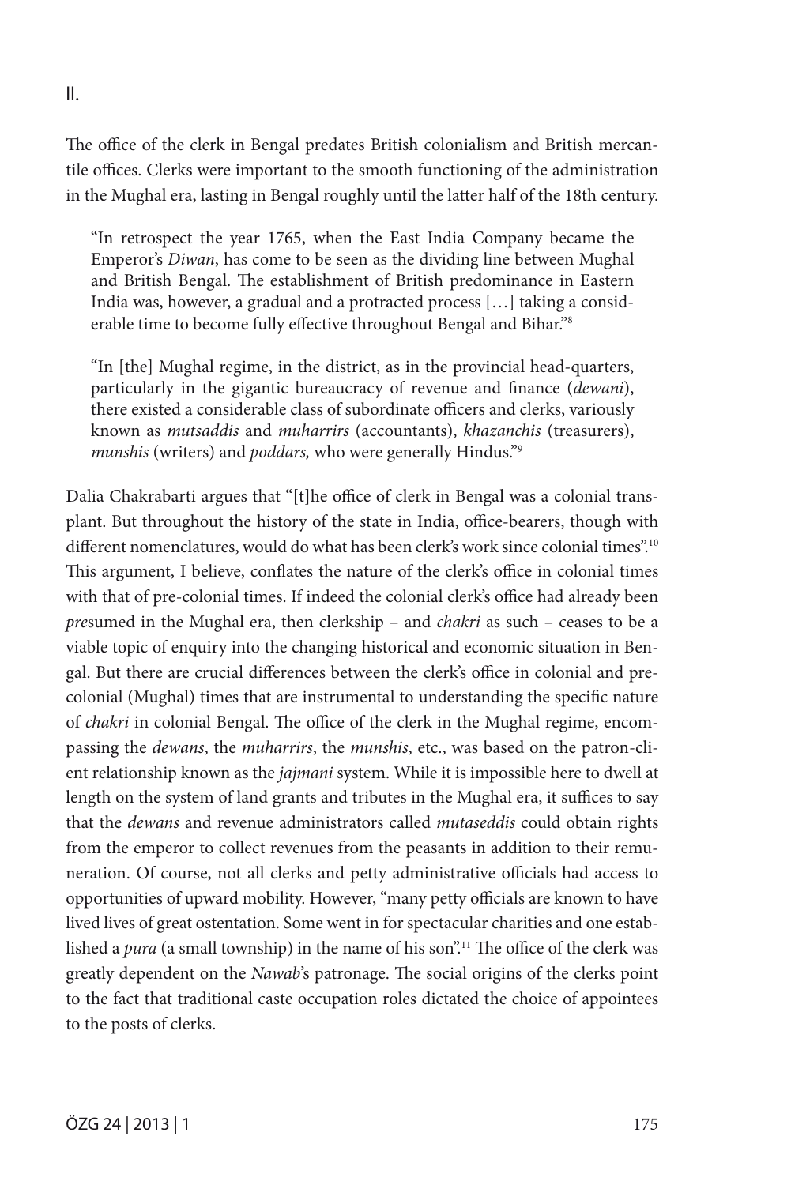## II.

The office of the clerk in Bengal predates British colonialism and British mercantile offices. Clerks were important to the smooth functioning of the administration in the Mughal era, lasting in Bengal roughly until the latter half of the 18th century.

> "In retrospect the year 1765, when the East India Company became the Emperor's *Diwan*, has come to be seen as the dividing line between Mughal and British Bengal. The establishment of British predominance in Eastern India was, however, a gradual and a protracted process […] taking a considerable time to become fully effective throughout Bengal and Bihar."[8]

> "In [the] Mughal regime, in the district, as in the provincial head-quarters, particularly in the gigantic bureaucracy of revenue and finance (*dewani*), there existed a considerable class of subordinate officers and clerks, variously known as *mutsaddis* and *muharrirs* (accountants), *khazanchis* (treasurers), *munshis* (writers) and *poddars,* who were generally Hindus."[9]

Dalia Chakrabarti argues that "[t]he office of clerk in Bengal was a colonial transplant. But throughout the history of the state in India, office-bearers, though with different nomenclatures, would do what has been clerk's work since colonial times".[10] This argument, I believe, conflates the nature of the clerk's office in colonial times with that of pre-colonial times. If indeed the colonial clerk's office had already been *pre*sumed in the Mughal era, then clerkship – and *chakri* as such – ceases to be a viable topic of enquiry into the changing historical and economic situation in Bengal. But there are crucial differences between the clerk's office in colonial and pre-colonial (Mughal) times that are instrumental to understanding the specific nature of *chakri* in colonial Bengal. The office of the clerk in the Mughal regime, encompassing the *dewans*, the *muharrirs*, the *munshis*, etc., was based on the patron-client relationship known as the *jajmani* system. While it is impossible here to dwell at length on the system of land grants and tributes in the Mughal era, it suffices to say that the *dewans* and revenue administrators called *mutaseddis* could obtain rights from the emperor to collect revenues from the peasants in addition to their remuneration. Of course, not all clerks and petty administrative officials had access to opportunities of upward mobility. However, "many petty officials are known to have lived lives of great ostentation. Some went in for spectacular charities and one established a *pura* (a small township) in the name of his son".[11] The office of the clerk was greatly dependent on the *Nawab*'s patronage. The social origins of the clerks point to the fact that traditional caste occupation roles dictated the choice of appointees to the posts of clerks.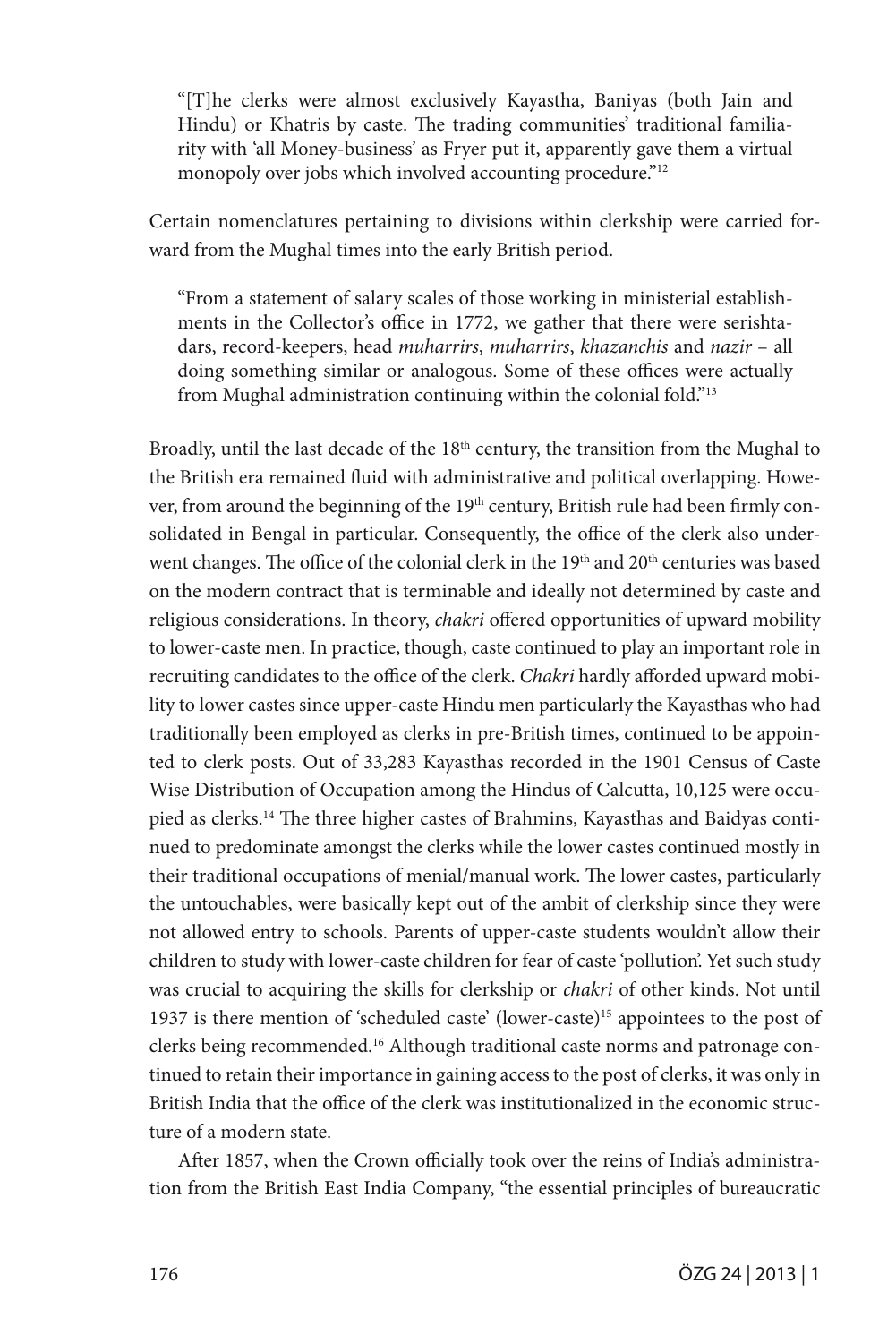> "[T]he clerks were almost exclusively Kayastha, Baniyas (both Jain and Hindu) or Khatris by caste. The trading communities' traditional familiarity with 'all Money-business' as Fryer put it, apparently gave them a virtual monopoly over jobs which involved accounting procedure."[12]

Certain nomenclatures pertaining to divisions within clerkship were carried forward from the Mughal times into the early British period.

> "From a statement of salary scales of those working in ministerial establishments in the Collector's office in 1772, we gather that there were serishtadars, record-keepers, head *muharrirs*, *muharrirs*, *khazanchis* and *nazir* – all doing something similar or analogous. Some of these offices were actually from Mughal administration continuing within the colonial fold."[13]

Broadly, until the last decade of the 18th century, the transition from the Mughal to the British era remained fluid with administrative and political overlapping. However, from around the beginning of the 19th century, British rule had been firmly consolidated in Bengal in particular. Consequently, the office of the clerk also underwent changes. The office of the colonial clerk in the 19th and 20th centuries was based on the modern contract that is terminable and ideally not determined by caste and religious considerations. In theory, *chakri* offered opportunities of upward mobility to lower-caste men. In practice, though, caste continued to play an important role in recruiting candidates to the office of the clerk. *Chakri* hardly afforded upward mobility to lower castes since upper-caste Hindu men particularly the Kayasthas who had traditionally been employed as clerks in pre-British times, continued to be appointed to clerk posts. Out of 33,283 Kayasthas recorded in the 1901 Census of Caste Wise Distribution of Occupation among the Hindus of Calcutta, 10,125 were occupied as clerks.[14] The three higher castes of Brahmins, Kayasthas and Baidyas continued to predominate amongst the clerks while the lower castes continued mostly in their traditional occupations of menial/manual work. The lower castes, particularly the untouchables, were basically kept out of the ambit of clerkship since they were not allowed entry to schools. Parents of upper-caste students wouldn't allow their children to study with lower-caste children for fear of caste 'pollution'. Yet such study was crucial to acquiring the skills for clerkship or *chakri* of other kinds. Not until 1937 is there mention of 'scheduled caste' (lower-caste)[15] appointees to the post of clerks being recommended.[16] Although traditional caste norms and patronage continued to retain their importance in gaining access to the post of clerks, it was only in British India that the office of the clerk was institutionalized in the economic structure of a modern state.

After 1857, when the Crown officially took over the reins of India's administration from the British East India Company, "the essential principles of bureaucratic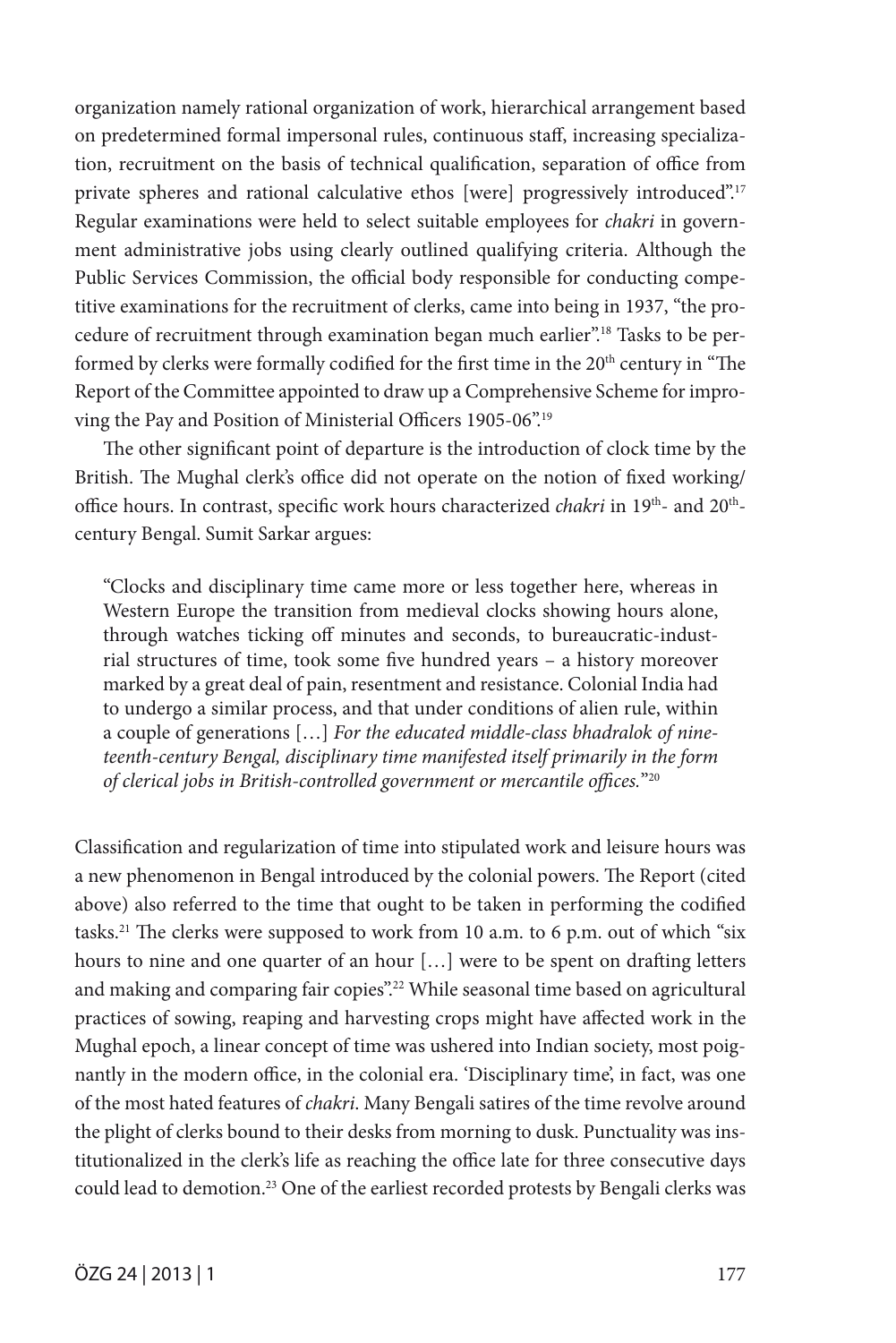organization namely rational organization of work, hierarchical arrangement based on predetermined formal impersonal rules, continuous staff, increasing specialization, recruitment on the basis of technical qualification, separation of office from private spheres and rational calculative ethos [were] progressively introduced".[17] Regular examinations were held to select suitable employees for *chakri* in government administrative jobs using clearly outlined qualifying criteria. Although the Public Services Commission, the official body responsible for conducting competitive examinations for the recruitment of clerks, came into being in 1937, "the procedure of recruitment through examination began much earlier".[18] Tasks to be performed by clerks were formally codified for the first time in the 20th century in "The Report of the Committee appointed to draw up a Comprehensive Scheme for improving the Pay and Position of Ministerial Officers 1905-06".[19]

The other significant point of departure is the introduction of clock time by the British. The Mughal clerk's office did not operate on the notion of fixed working/office hours. In contrast, specific work hours characterized *chakri* in 19th- and 20th-century Bengal. Sumit Sarkar argues:

> "Clocks and disciplinary time came more or less together here, whereas in Western Europe the transition from medieval clocks showing hours alone, through watches ticking off minutes and seconds, to bureaucratic-industrial structures of time, took some five hundred years – a history moreover marked by a great deal of pain, resentment and resistance. Colonial India had to undergo a similar process, and that under conditions of alien rule, within a couple of generations […] *For the educated middle-class bhadralok of nineteenth-century Bengal, disciplinary time manifested itself primarily in the form of clerical jobs in British-controlled government or mercantile offices.*"[20]

Classification and regularization of time into stipulated work and leisure hours was a new phenomenon in Bengal introduced by the colonial powers. The Report (cited above) also referred to the time that ought to be taken in performing the codified tasks.[21] The clerks were supposed to work from 10 a.m. to 6 p.m. out of which "six hours to nine and one quarter of an hour […] were to be spent on drafting letters and making and comparing fair copies".[22] While seasonal time based on agricultural practices of sowing, reaping and harvesting crops might have affected work in the Mughal epoch, a linear concept of time was ushered into Indian society, most poignantly in the modern office, in the colonial era. 'Disciplinary time', in fact, was one of the most hated features of *chakri*. Many Bengali satires of the time revolve around the plight of clerks bound to their desks from morning to dusk. Punctuality was institutionalized in the clerk's life as reaching the office late for three consecutive days could lead to demotion.[23] One of the earliest recorded protests by Bengali clerks was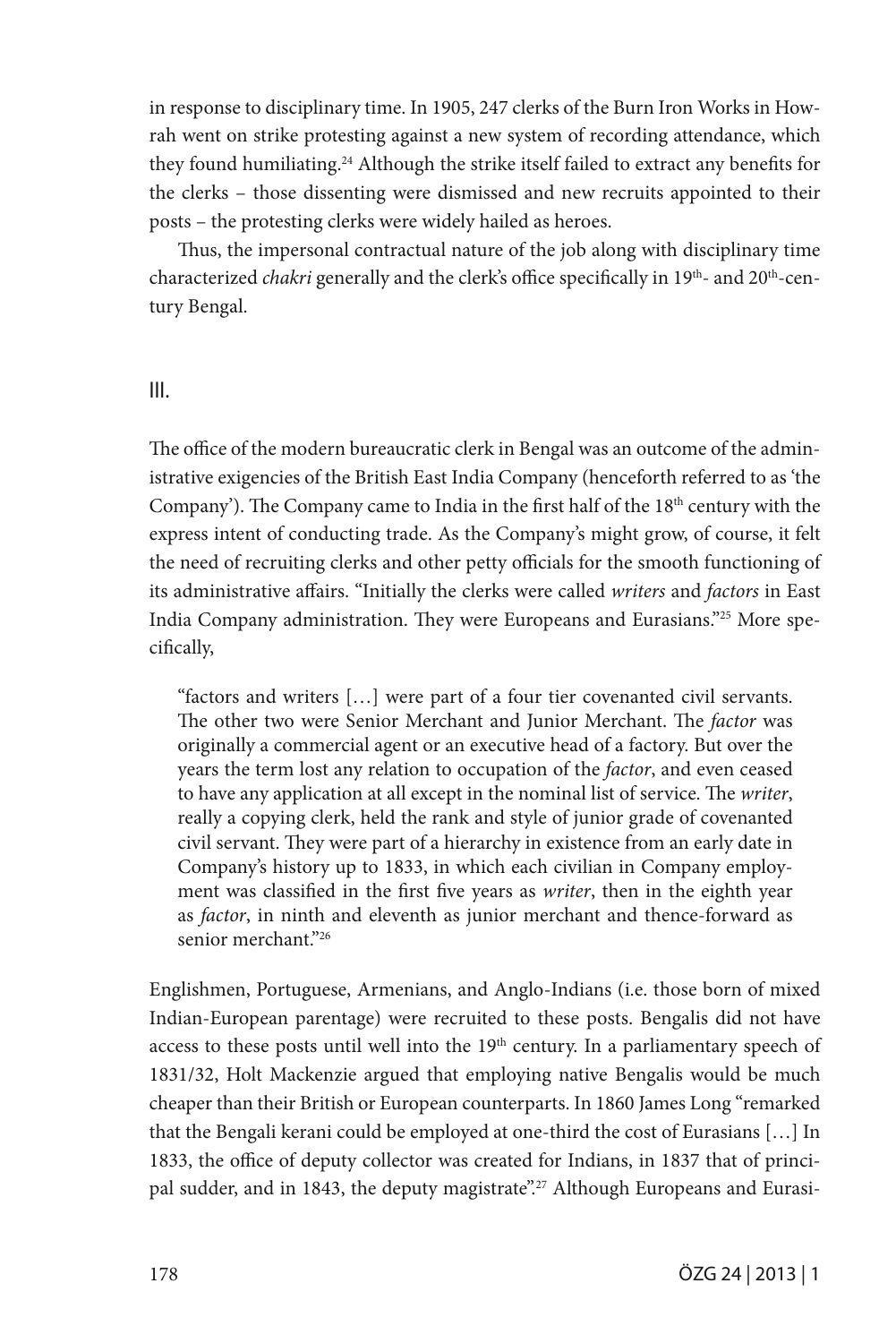in response to disciplinary time. In 1905, 247 clerks of the Burn Iron Works in Howrah went on strike protesting against a new system of recording attendance, which they found humiliating.[24] Although the strike itself failed to extract any benefits for the clerks – those dissenting were dismissed and new recruits appointed to their posts – the protesting clerks were widely hailed as heroes.

Thus, the impersonal contractual nature of the job along with disciplinary time characterized *chakri* generally and the clerk's office specifically in 19th- and 20th-century Bengal.

## III.

The office of the modern bureaucratic clerk in Bengal was an outcome of the administrative exigencies of the British East India Company (henceforth referred to as 'the Company'). The Company came to India in the first half of the 18th century with the express intent of conducting trade. As the Company's might grow, of course, it felt the need of recruiting clerks and other petty officials for the smooth functioning of its administrative affairs. "Initially the clerks were called *writers* and *factors* in East India Company administration. They were Europeans and Eurasians."[25] More specifically,

> "factors and writers […] were part of a four tier covenanted civil servants. The other two were Senior Merchant and Junior Merchant. The *factor* was originally a commercial agent or an executive head of a factory. But over the years the term lost any relation to occupation of the *factor*, and even ceased to have any application at all except in the nominal list of service. The *writer*, really a copying clerk, held the rank and style of junior grade of covenanted civil servant. They were part of a hierarchy in existence from an early date in Company's history up to 1833, in which each civilian in Company employment was classified in the first five years as *writer*, then in the eighth year as *factor*, in ninth and eleventh as junior merchant and thence-forward as senior merchant."[26]

Englishmen, Portuguese, Armenians, and Anglo-Indians (i.e. those born of mixed Indian-European parentage) were recruited to these posts. Bengalis did not have access to these posts until well into the 19th century. In a parliamentary speech of 1831/32, Holt Mackenzie argued that employing native Bengalis would be much cheaper than their British or European counterparts. In 1860 James Long "remarked that the Bengali kerani could be employed at one-third the cost of Eurasians […] In 1833, the office of deputy collector was created for Indians, in 1837 that of principal sudder, and in 1843, the deputy magistrate".[27] Although Europeans and Eurasi-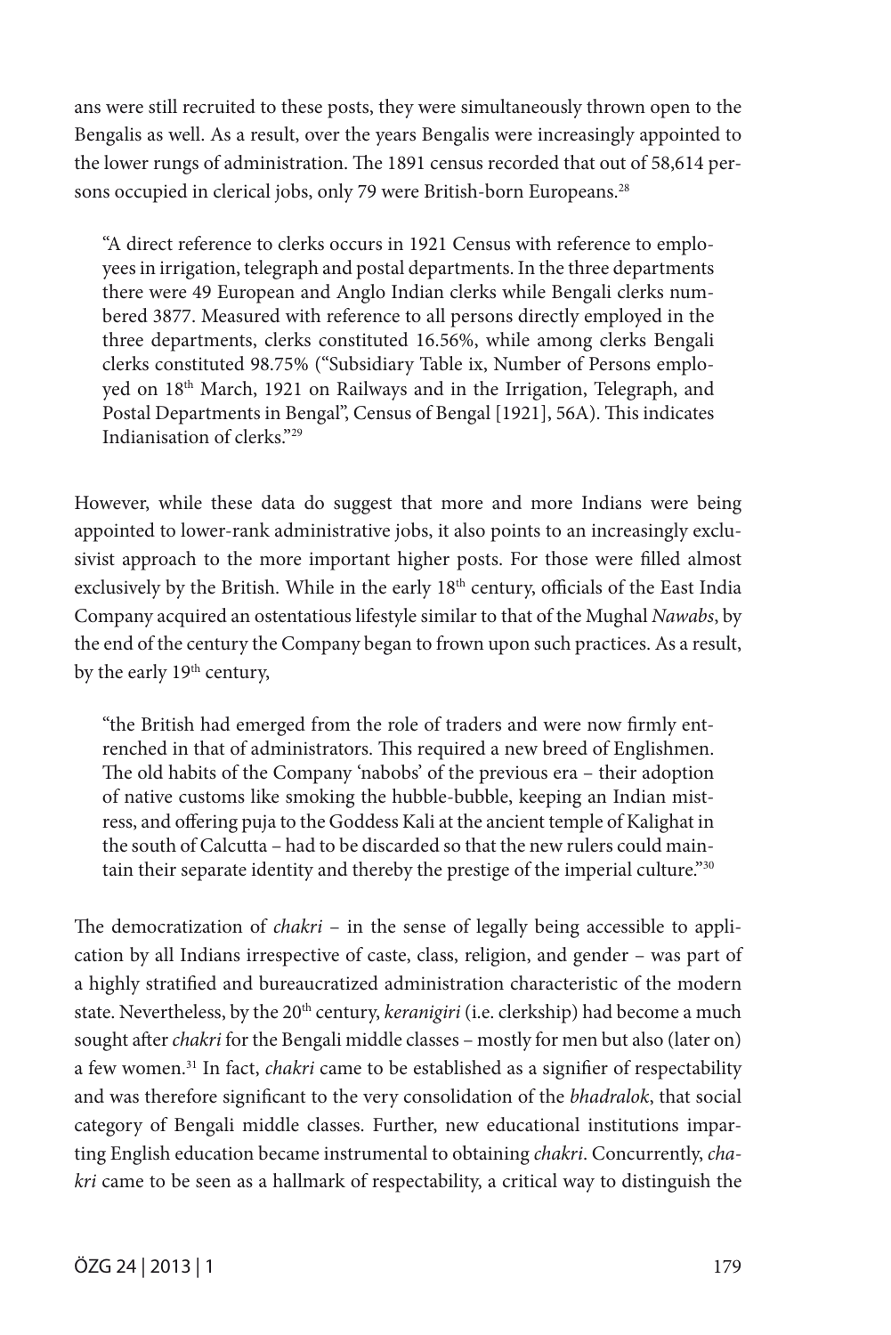ans were still recruited to these posts, they were simultaneously thrown open to the Bengalis as well. As a result, over the years Bengalis were increasingly appointed to the lower rungs of administration. The 1891 census recorded that out of 58,614 persons occupied in clerical jobs, only 79 were British-born Europeans.[28]

> "A direct reference to clerks occurs in 1921 Census with reference to employees in irrigation, telegraph and postal departments. In the three departments there were 49 European and Anglo Indian clerks while Bengali clerks numbered 3877. Measured with reference to all persons directly employed in the three departments, clerks constituted 16.56%, while among clerks Bengali clerks constituted 98.75% ("Subsidiary Table ix, Number of Persons employed on 18th March, 1921 on Railways and in the Irrigation, Telegraph, and Postal Departments in Bengal", Census of Bengal [1921], 56A). This indicates Indianisation of clerks."[29]

However, while these data do suggest that more and more Indians were being appointed to lower-rank administrative jobs, it also points to an increasingly exclusivist approach to the more important higher posts. For those were filled almost exclusively by the British. While in the early 18th century, officials of the East India Company acquired an ostentatious lifestyle similar to that of the Mughal *Nawabs*, by the end of the century the Company began to frown upon such practices. As a result, by the early 19th century,

> "the British had emerged from the role of traders and were now firmly entrenched in that of administrators. This required a new breed of Englishmen. The old habits of the Company 'nabobs' of the previous era – their adoption of native customs like smoking the hubble-bubble, keeping an Indian mistress, and offering puja to the Goddess Kali at the ancient temple of Kalighat in the south of Calcutta – had to be discarded so that the new rulers could maintain their separate identity and thereby the prestige of the imperial culture."[30]

The democratization of *chakri* – in the sense of legally being accessible to application by all Indians irrespective of caste, class, religion, and gender – was part of a highly stratified and bureaucratized administration characteristic of the modern state. Nevertheless, by the 20th century, *keranigiri* (i.e. clerkship) had become a much sought after *chakri* for the Bengali middle classes – mostly for men but also (later on) a few women.[31] In fact, *chakri* came to be established as a signifier of respectability and was therefore significant to the very consolidation of the *bhadralok*, that social category of Bengali middle classes. Further, new educational institutions imparting English education became instrumental to obtaining *chakri*. Concurrently, *chakri* came to be seen as a hallmark of respectability, a critical way to distinguish the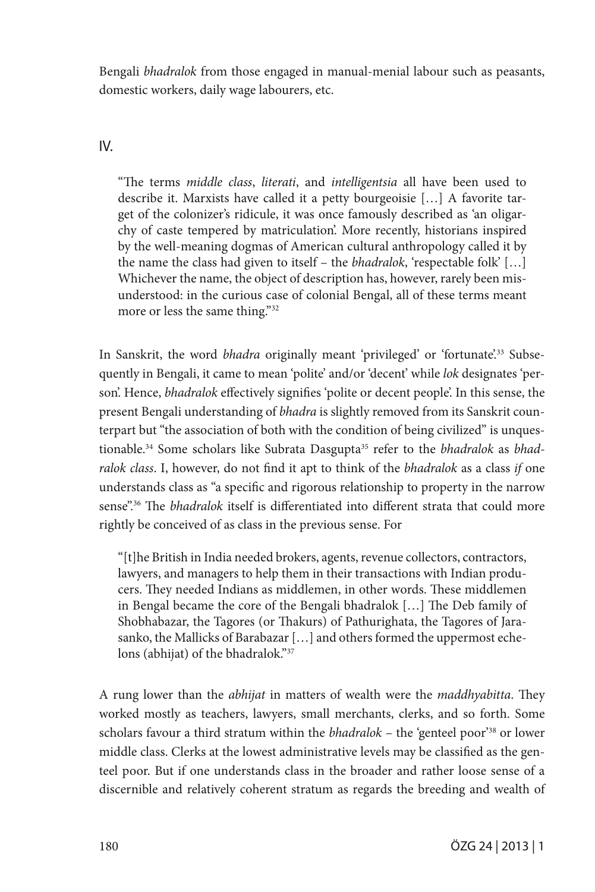Bengali *bhadralok* from those engaged in manual-menial labour such as peasants, domestic workers, daily wage labourers, etc.

## IV.

> "The terms *middle class*, *literati*, and *intelligentsia* all have been used to describe it. Marxists have called it a petty bourgeoisie […] A favorite target of the colonizer's ridicule, it was once famously described as 'an oligarchy of caste tempered by matriculation'. More recently, historians inspired by the well-meaning dogmas of American cultural anthropology called it by the name the class had given to itself – the *bhadralok*, 'respectable folk' […] Whichever the name, the object of description has, however, rarely been misunderstood: in the curious case of colonial Bengal, all of these terms meant more or less the same thing."[32]

In Sanskrit, the word *bhadra* originally meant 'privileged' or 'fortunate'.[33] Subsequently in Bengali, it came to mean 'polite' and/or 'decent' while *lok* designates 'person'. Hence, *bhadralok* effectively signifies 'polite or decent people'. In this sense, the present Bengali understanding of *bhadra* is slightly removed from its Sanskrit counterpart but "the association of both with the condition of being civilized" is unquestionable.[34] Some scholars like Subrata Dasgupta[35] refer to the *bhadralok* as *bhadralok class*. I, however, do not find it apt to think of the *bhadralok* as a class *if* one understands class as "a specific and rigorous relationship to property in the narrow sense".[36] The *bhadralok* itself is differentiated into different strata that could more rightly be conceived of as class in the previous sense. For

> "[t]he British in India needed brokers, agents, revenue collectors, contractors, lawyers, and managers to help them in their transactions with Indian producers. They needed Indians as middlemen, in other words. These middlemen in Bengal became the core of the Bengali bhadralok […] The Deb family of Shobhabazar, the Tagores (or Thakurs) of Pathurighata, the Tagores of Jarasanko, the Mallicks of Barabazar […] and others formed the uppermost echelons (abhijat) of the bhadralok."[37]

A rung lower than the *abhijat* in matters of wealth were the *maddhyabitta*. They worked mostly as teachers, lawyers, small merchants, clerks, and so forth. Some scholars favour a third stratum within the *bhadralok* – the 'genteel poor'[38] or lower middle class. Clerks at the lowest administrative levels may be classified as the genteel poor. But if one understands class in the broader and rather loose sense of a discernible and relatively coherent stratum as regards the breeding and wealth of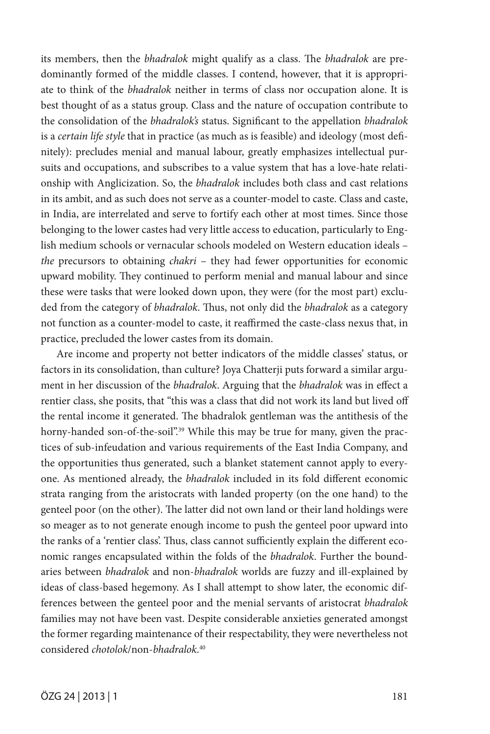its members, then the *bhadralok* might qualify as a class. The *bhadralok* are predominantly formed of the middle classes. I contend, however, that it is appropriate to think of the *bhadralok* neither in terms of class nor occupation alone. It is best thought of as a status group. Class and the nature of occupation contribute to the consolidation of the *bhadralok's* status. Significant to the appellation *bhadralok* is a *certain life style* that in practice (as much as is feasible) and ideology (most definitely): precludes menial and manual labour, greatly emphasizes intellectual pursuits and occupations, and subscribes to a value system that has a love-hate relationship with Anglicization. So, the *bhadralok* includes both class and cast relations in its ambit, and as such does not serve as a counter-model to caste. Class and caste, in India, are interrelated and serve to fortify each other at most times. Since those belonging to the lower castes had very little access to education, particularly to English medium schools or vernacular schools modeled on Western education ideals – *the* precursors to obtaining *chakri* – they had fewer opportunities for economic upward mobility. They continued to perform menial and manual labour and since these were tasks that were looked down upon, they were (for the most part) excluded from the category of *bhadralok*. Thus, not only did the *bhadralok* as a category not function as a counter-model to caste, it reaffirmed the caste-class nexus that, in practice, precluded the lower castes from its domain.

Are income and property not better indicators of the middle classes' status, or factors in its consolidation, than culture? Joya Chatterji puts forward a similar argument in her discussion of the *bhadralok*. Arguing that the *bhadralok* was in effect a rentier class, she posits, that "this was a class that did not work its land but lived off the rental income it generated. The bhadralok gentleman was the antithesis of the horny-handed son-of-the-soil".[39] While this may be true for many, given the practices of sub-infeudation and various requirements of the East India Company, and the opportunities thus generated, such a blanket statement cannot apply to everyone. As mentioned already, the *bhadralok* included in its fold different economic strata ranging from the aristocrats with landed property (on the one hand) to the genteel poor (on the other). The latter did not own land or their land holdings were so meager as to not generate enough income to push the genteel poor upward into the ranks of a 'rentier class'. Thus, class cannot sufficiently explain the different economic ranges encapsulated within the folds of the *bhadralok*. Further the boundaries between *bhadralok* and non-*bhadralok* worlds are fuzzy and ill-explained by ideas of class-based hegemony. As I shall attempt to show later, the economic differences between the genteel poor and the menial servants of aristocrat *bhadralok* families may not have been vast. Despite considerable anxieties generated amongst the former regarding maintenance of their respectability, they were nevertheless not considered *chotolok*/non-*bhadralok*.[40]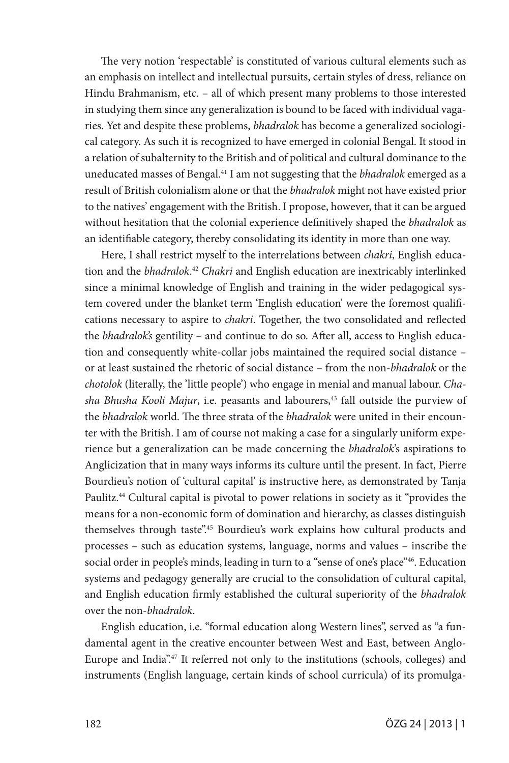The very notion 'respectable' is constituted of various cultural elements such as an emphasis on intellect and intellectual pursuits, certain styles of dress, reliance on Hindu Brahmanism, etc. – all of which present many problems to those interested in studying them since any generalization is bound to be faced with individual vagaries. Yet and despite these problems, *bhadralok* has become a generalized sociological category. As such it is recognized to have emerged in colonial Bengal. It stood in a relation of subalternity to the British and of political and cultural dominance to the uneducated masses of Bengal.[41] I am not suggesting that the *bhadralok* emerged as a result of British colonialism alone or that the *bhadralok* might not have existed prior to the natives' engagement with the British. I propose, however, that it can be argued without hesitation that the colonial experience definitively shaped the *bhadralok* as an identifiable category, thereby consolidating its identity in more than one way.

Here, I shall restrict myself to the interrelations between *chakri*, English education and the *bhadralok*.[42] *Chakri* and English education are inextricably interlinked since a minimal knowledge of English and training in the wider pedagogical system covered under the blanket term 'English education' were the foremost qualifications necessary to aspire to *chakri*. Together, the two consolidated and reflected the *bhadralok's* gentility – and continue to do so. After all, access to English education and consequently white-collar jobs maintained the required social distance – or at least sustained the rhetoric of social distance – from the non-*bhadralok* or the *chotolok* (literally, the 'little people') who engage in menial and manual labour. *Chasha Bhusha Kooli Majur*, i.e. peasants and labourers,[43] fall outside the purview of the *bhadralok* world. The three strata of the *bhadralok* were united in their encounter with the British. I am of course not making a case for a singularly uniform experience but a generalization can be made concerning the *bhadralok*'s aspirations to Anglicization that in many ways informs its culture until the present. In fact, Pierre Bourdieu's notion of 'cultural capital' is instructive here, as demonstrated by Tanja Paulitz.[44] Cultural capital is pivotal to power relations in society as it "provides the means for a non-economic form of domination and hierarchy, as classes distinguish themselves through taste".[45] Bourdieu's work explains how cultural products and processes – such as education systems, language, norms and values – inscribe the social order in people's minds, leading in turn to a "sense of one's place"[46]. Education systems and pedagogy generally are crucial to the consolidation of cultural capital, and English education firmly established the cultural superiority of the *bhadralok* over the non-*bhadralok*.

English education, i.e. "formal education along Western lines", served as "a fundamental agent in the creative encounter between West and East, between Anglo-Europe and India".[47] It referred not only to the institutions (schools, colleges) and instruments (English language, certain kinds of school curricula) of its promulga-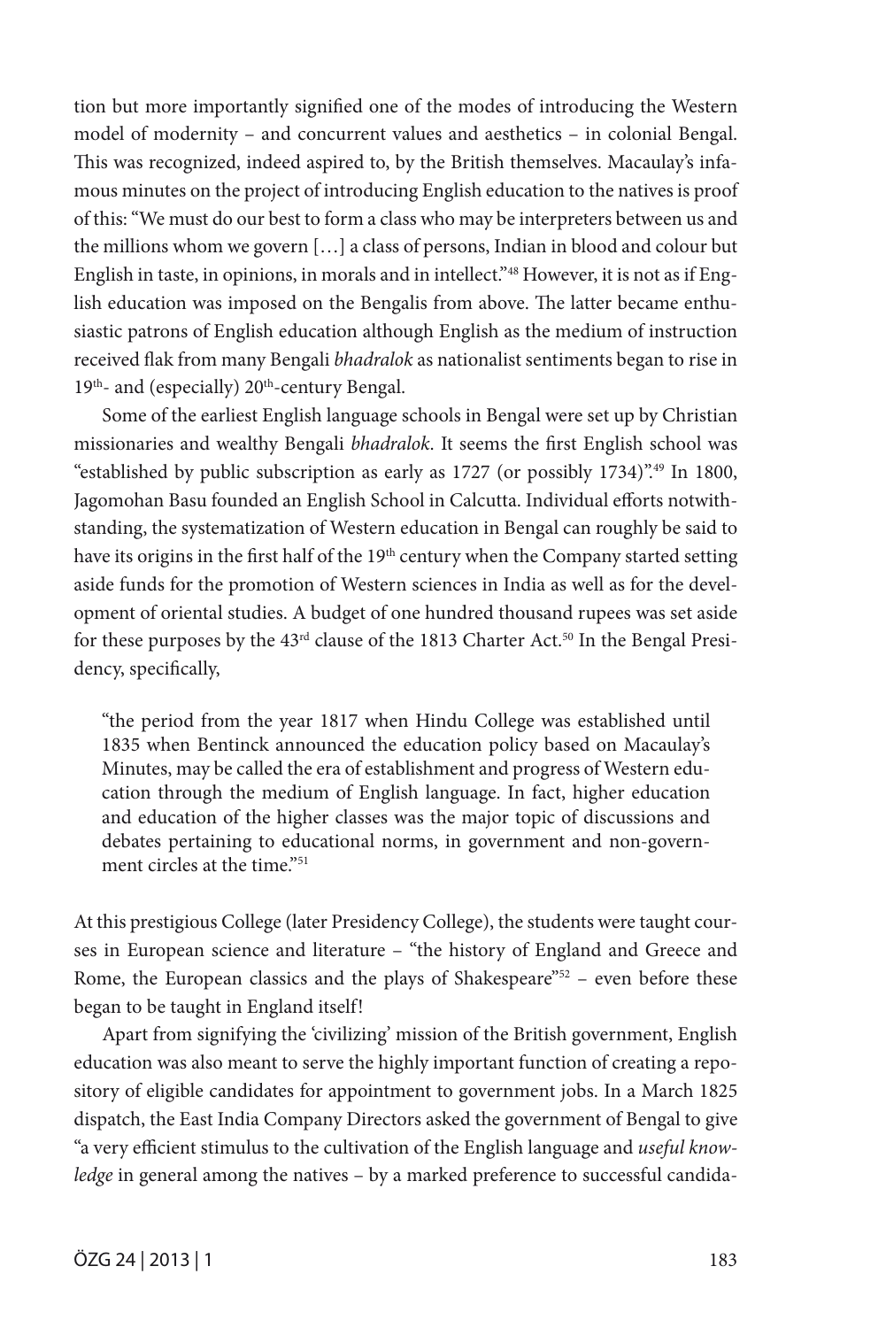tion but more importantly signified one of the modes of introducing the Western model of modernity – and concurrent values and aesthetics – in colonial Bengal. This was recognized, indeed aspired to, by the British themselves. Macaulay's infamous minutes on the project of introducing English education to the natives is proof of this: "We must do our best to form a class who may be interpreters between us and the millions whom we govern […] a class of persons, Indian in blood and colour but English in taste, in opinions, in morals and in intellect."[48] However, it is not as if English education was imposed on the Bengalis from above. The latter became enthusiastic patrons of English education although English as the medium of instruction received flak from many Bengali *bhadralok* as nationalist sentiments began to rise in 19th- and (especially) 20th-century Bengal.

Some of the earliest English language schools in Bengal were set up by Christian missionaries and wealthy Bengali *bhadralok*. It seems the first English school was "established by public subscription as early as 1727 (or possibly 1734)".[49] In 1800, Jagomohan Basu founded an English School in Calcutta. Individual efforts notwithstanding, the systematization of Western education in Bengal can roughly be said to have its origins in the first half of the 19th century when the Company started setting aside funds for the promotion of Western sciences in India as well as for the development of oriental studies. A budget of one hundred thousand rupees was set aside for these purposes by the 43rd clause of the 1813 Charter Act.[50] In the Bengal Presidency, specifically,

> "the period from the year 1817 when Hindu College was established until 1835 when Bentinck announced the education policy based on Macaulay's Minutes, may be called the era of establishment and progress of Western education through the medium of English language. In fact, higher education and education of the higher classes was the major topic of discussions and debates pertaining to educational norms, in government and non-government circles at the time."[51]

At this prestigious College (later Presidency College), the students were taught courses in European science and literature – "the history of England and Greece and Rome, the European classics and the plays of Shakespeare"[52] – even before these began to be taught in England itself!

Apart from signifying the 'civilizing' mission of the British government, English education was also meant to serve the highly important function of creating a repository of eligible candidates for appointment to government jobs. In a March 1825 dispatch, the East India Company Directors asked the government of Bengal to give "a very efficient stimulus to the cultivation of the English language and *useful knowledge* in general among the natives – by a marked preference to successful candida-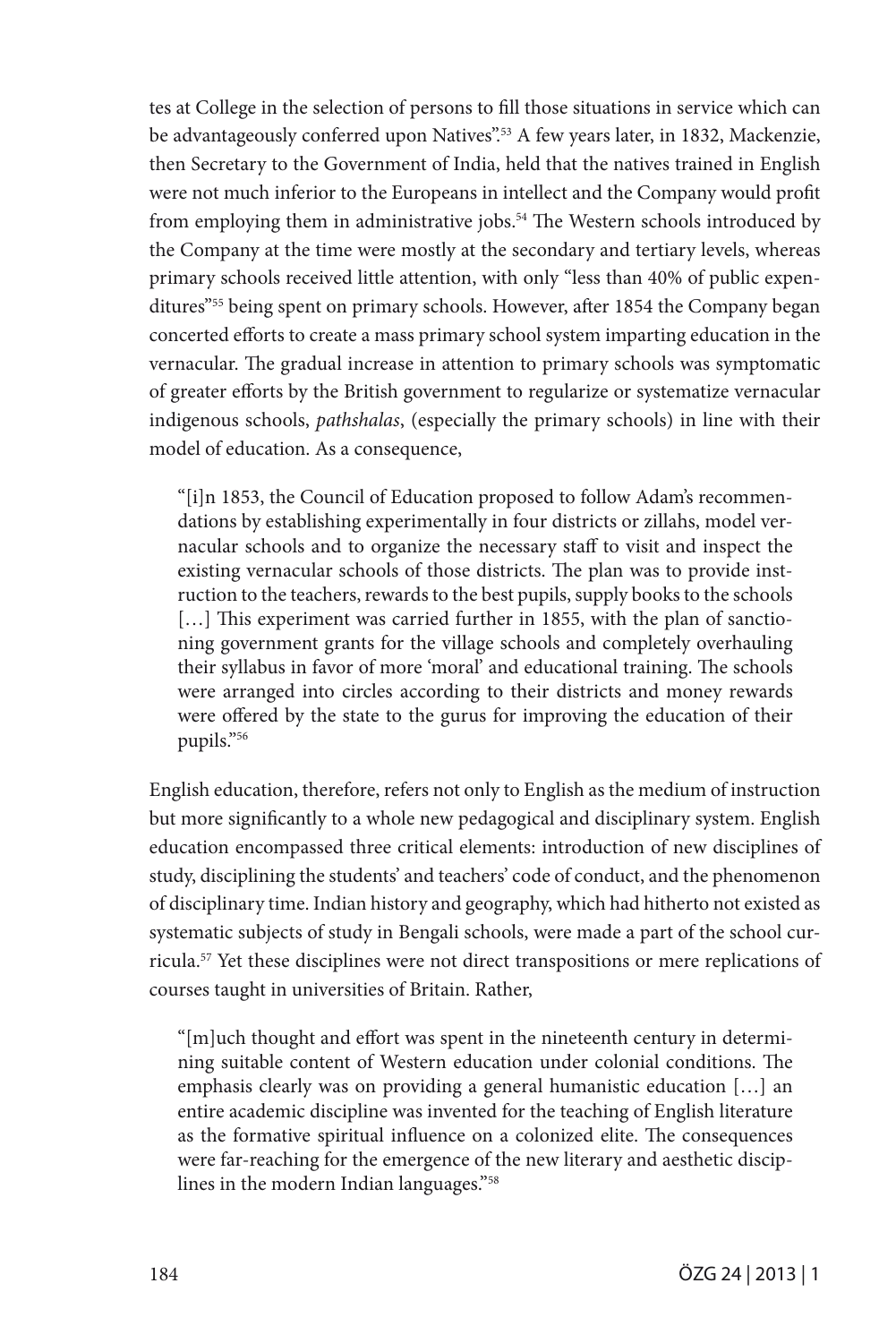tes at College in the selection of persons to fill those situations in service which can be advantageously conferred upon Natives".[53] A few years later, in 1832, Mackenzie, then Secretary to the Government of India, held that the natives trained in English were not much inferior to the Europeans in intellect and the Company would profit from employing them in administrative jobs.[54] The Western schools introduced by the Company at the time were mostly at the secondary and tertiary levels, whereas primary schools received little attention, with only "less than 40% of public expenditures"[55] being spent on primary schools. However, after 1854 the Company began concerted efforts to create a mass primary school system imparting education in the vernacular. The gradual increase in attention to primary schools was symptomatic of greater efforts by the British government to regularize or systematize vernacular indigenous schools, *pathshalas*, (especially the primary schools) in line with their model of education. As a consequence,

> "[i]n 1853, the Council of Education proposed to follow Adam's recommendations by establishing experimentally in four districts or zillahs, model vernacular schools and to organize the necessary staff to visit and inspect the existing vernacular schools of those districts. The plan was to provide instruction to the teachers, rewards to the best pupils, supply books to the schools […] This experiment was carried further in 1855, with the plan of sanctioning government grants for the village schools and completely overhauling their syllabus in favor of more 'moral' and educational training. The schools were arranged into circles according to their districts and money rewards were offered by the state to the gurus for improving the education of their pupils."[56]

English education, therefore, refers not only to English as the medium of instruction but more significantly to a whole new pedagogical and disciplinary system. English education encompassed three critical elements: introduction of new disciplines of study, disciplining the students' and teachers' code of conduct, and the phenomenon of disciplinary time. Indian history and geography, which had hitherto not existed as systematic subjects of study in Bengali schools, were made a part of the school curricula.[57] Yet these disciplines were not direct transpositions or mere replications of courses taught in universities of Britain. Rather,

> "[m]uch thought and effort was spent in the nineteenth century in determining suitable content of Western education under colonial conditions. The emphasis clearly was on providing a general humanistic education […] an entire academic discipline was invented for the teaching of English literature as the formative spiritual influence on a colonized elite. The consequences were far-reaching for the emergence of the new literary and aesthetic disciplines in the modern Indian languages."[58]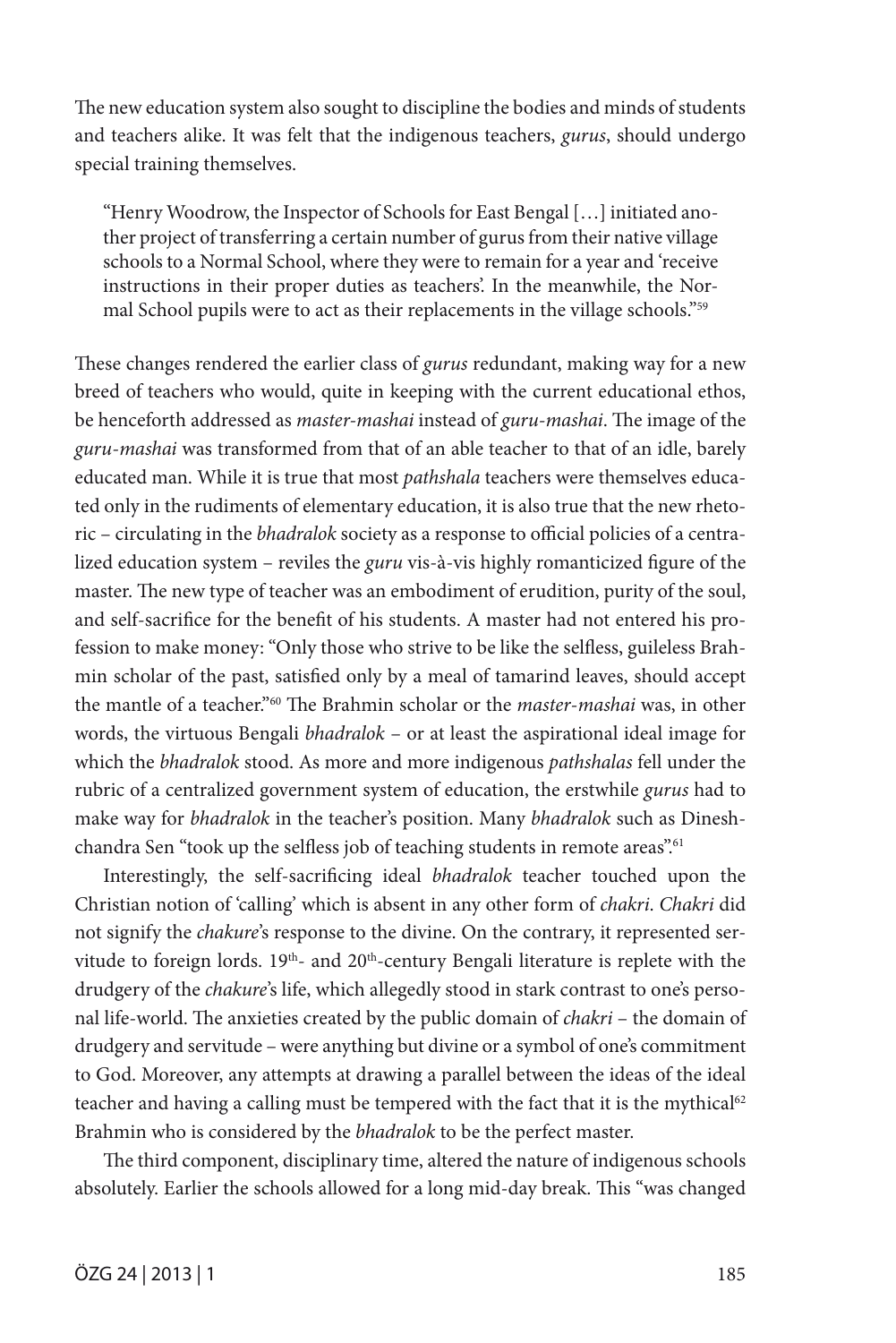The new education system also sought to discipline the bodies and minds of students and teachers alike. It was felt that the indigenous teachers, *gurus*, should undergo special training themselves.

> "Henry Woodrow, the Inspector of Schools for East Bengal […] initiated another project of transferring a certain number of gurus from their native village schools to a Normal School, where they were to remain for a year and 'receive instructions in their proper duties as teachers'. In the meanwhile, the Normal School pupils were to act as their replacements in the village schools."[59]

These changes rendered the earlier class of *gurus* redundant, making way for a new breed of teachers who would, quite in keeping with the current educational ethos, be henceforth addressed as *master-mashai* instead of *guru-mashai*. The image of the *guru-mashai* was transformed from that of an able teacher to that of an idle, barely educated man. While it is true that most *pathshala* teachers were themselves educated only in the rudiments of elementary education, it is also true that the new rhetoric – circulating in the *bhadralok* society as a response to official policies of a centralized education system – reviles the *guru* vis-à-vis highly romanticized figure of the master. The new type of teacher was an embodiment of erudition, purity of the soul, and self-sacrifice for the benefit of his students. A master had not entered his profession to make money: "Only those who strive to be like the selfless, guileless Brahmin scholar of the past, satisfied only by a meal of tamarind leaves, should accept the mantle of a teacher."[60] The Brahmin scholar or the *master-mashai* was, in other words, the virtuous Bengali *bhadralok* – or at least the aspirational ideal image for which the *bhadralok* stood. As more and more indigenous *pathshalas* fell under the rubric of a centralized government system of education, the erstwhile *gurus* had to make way for *bhadralok* in the teacher's position. Many *bhadralok* such as Dineshchandra Sen "took up the selfless job of teaching students in remote areas".[61]

Interestingly, the self-sacrificing ideal *bhadralok* teacher touched upon the Christian notion of 'calling' which is absent in any other form of *chakri*. *Chakri* did not signify the *chakure*'s response to the divine. On the contrary, it represented servitude to foreign lords. 19th- and 20th-century Bengali literature is replete with the drudgery of the *chakure*'s life, which allegedly stood in stark contrast to one's personal life-world. The anxieties created by the public domain of *chakri* – the domain of drudgery and servitude – were anything but divine or a symbol of one's commitment to God. Moreover, any attempts at drawing a parallel between the ideas of the ideal teacher and having a calling must be tempered with the fact that it is the mythical[62] Brahmin who is considered by the *bhadralok* to be the perfect master.

The third component, disciplinary time, altered the nature of indigenous schools absolutely. Earlier the schools allowed for a long mid-day break. This "was changed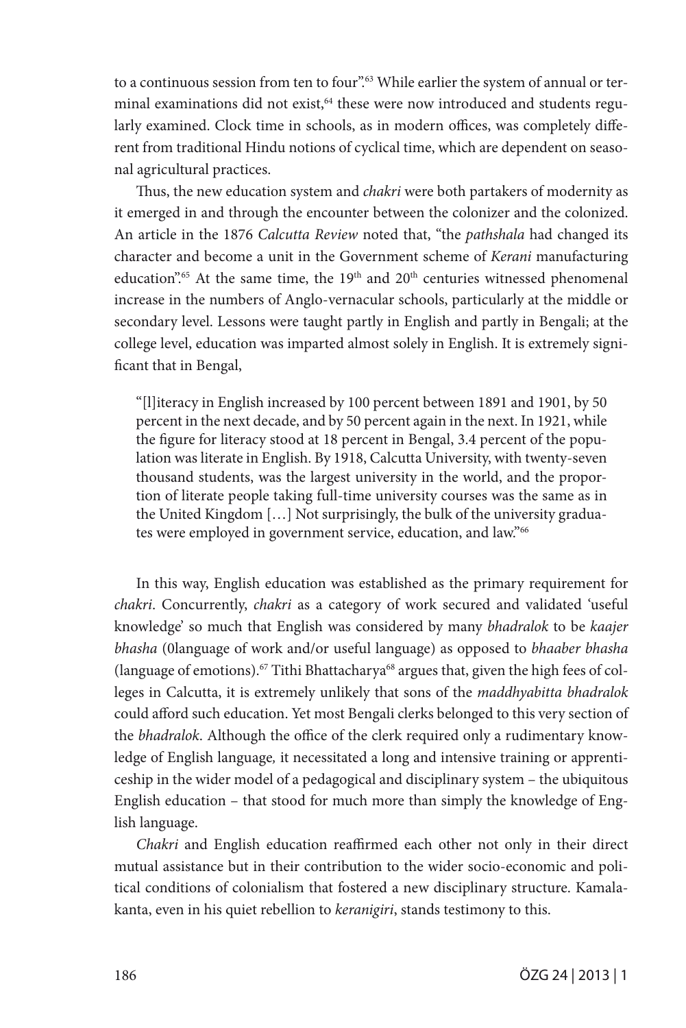to a continuous session from ten to four".[63] While earlier the system of annual or terminal examinations did not exist,[64] these were now introduced and students regularly examined. Clock time in schools, as in modern offices, was completely different from traditional Hindu notions of cyclical time, which are dependent on seasonal agricultural practices.

Thus, the new education system and *chakri* were both partakers of modernity as it emerged in and through the encounter between the colonizer and the colonized. An article in the 1876 *Calcutta Review* noted that, "the *pathshala* had changed its character and become a unit in the Government scheme of *Kerani* manufacturing education".[65] At the same time, the 19th and 20th centuries witnessed phenomenal increase in the numbers of Anglo-vernacular schools, particularly at the middle or secondary level. Lessons were taught partly in English and partly in Bengali; at the college level, education was imparted almost solely in English. It is extremely significant that in Bengal,

> "[l]iteracy in English increased by 100 percent between 1891 and 1901, by 50 percent in the next decade, and by 50 percent again in the next. In 1921, while the figure for literacy stood at 18 percent in Bengal, 3.4 percent of the population was literate in English. By 1918, Calcutta University, with twenty-seven thousand students, was the largest university in the world, and the proportion of literate people taking full-time university courses was the same as in the United Kingdom […] Not surprisingly, the bulk of the university graduates were employed in government service, education, and law."[66]

In this way, English education was established as the primary requirement for *chakri*. Concurrently, *chakri* as a category of work secured and validated 'useful knowledge' so much that English was considered by many *bhadralok* to be *kaajer bhasha* (0language of work and/or useful language) as opposed to *bhaaber bhasha* (language of emotions).[67] Tithi Bhattacharya[68] argues that, given the high fees of colleges in Calcutta, it is extremely unlikely that sons of the *maddhyabitta bhadralok* could afford such education. Yet most Bengali clerks belonged to this very section of the *bhadralok*. Although the office of the clerk required only a rudimentary knowledge of English language, it necessitated a long and intensive training or apprenticeship in the wider model of a pedagogical and disciplinary system – the ubiquitous English education – that stood for much more than simply the knowledge of English language.

*Chakri* and English education reaffirmed each other not only in their direct mutual assistance but in their contribution to the wider socio-economic and political conditions of colonialism that fostered a new disciplinary structure. Kamalakanta, even in his quiet rebellion to *keranigiri*, stands testimony to this.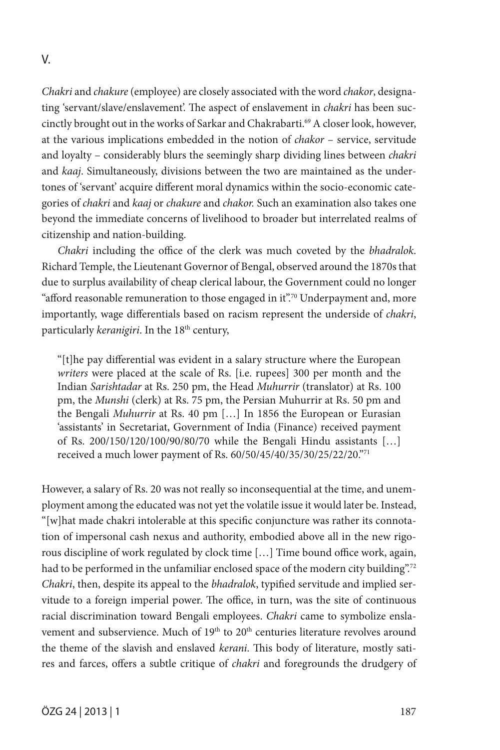## V.

*Chakri* and *chakure* (employee) are closely associated with the word *chakor*, designating 'servant/slave/enslavement'. The aspect of enslavement in *chakri* has been succinctly brought out in the works of Sarkar and Chakrabarti.[69] A closer look, however, at the various implications embedded in the notion of *chakor* – service, servitude and loyalty – considerably blurs the seemingly sharp dividing lines between *chakri* and *kaaj*. Simultaneously, divisions between the two are maintained as the undertones of 'servant' acquire different moral dynamics within the socio-economic categories of *chakri* and *kaaj* or *chakure* and *chakor.* Such an examination also takes one beyond the immediate concerns of livelihood to broader but interrelated realms of citizenship and nation-building.

*Chakri* including the office of the clerk was much coveted by the *bhadralok*. Richard Temple, the Lieutenant Governor of Bengal, observed around the 1870s that due to surplus availability of cheap clerical labour, the Government could no longer "afford reasonable remuneration to those engaged in it".[70] Underpayment and, more importantly, wage differentials based on racism represent the underside of *chakri*, particularly *keranigiri*. In the 18th century,

> "[t]he pay differential was evident in a salary structure where the European *writers* were placed at the scale of Rs. [i.e. rupees] 300 per month and the Indian *Sarishtadar* at Rs. 250 pm, the Head *Muhurrir* (translator) at Rs. 100 pm, the *Munshi* (clerk) at Rs. 75 pm, the Persian Muhurrir at Rs. 50 pm and the Bengali *Muhurrir* at Rs. 40 pm […] In 1856 the European or Eurasian 'assistants' in Secretariat, Government of India (Finance) received payment of Rs. 200/150/120/100/90/80/70 while the Bengali Hindu assistants […] received a much lower payment of Rs. 60/50/45/40/35/30/25/22/20."[71]

However, a salary of Rs. 20 was not really so inconsequential at the time, and unemployment among the educated was not yet the volatile issue it would later be. Instead, "[w]hat made chakri intolerable at this specific conjuncture was rather its connotation of impersonal cash nexus and authority, embodied above all in the new rigorous discipline of work regulated by clock time […] Time bound office work, again, had to be performed in the unfamiliar enclosed space of the modern city building".[72] *Chakri*, then, despite its appeal to the *bhadralok*, typified servitude and implied servitude to a foreign imperial power. The office, in turn, was the site of continuous racial discrimination toward Bengali employees. *Chakri* came to symbolize enslavement and subservience. Much of 19th to 20th centuries literature revolves around the theme of the slavish and enslaved *kerani*. This body of literature, mostly satires and farces, offers a subtle critique of *chakri* and foregrounds the drudgery of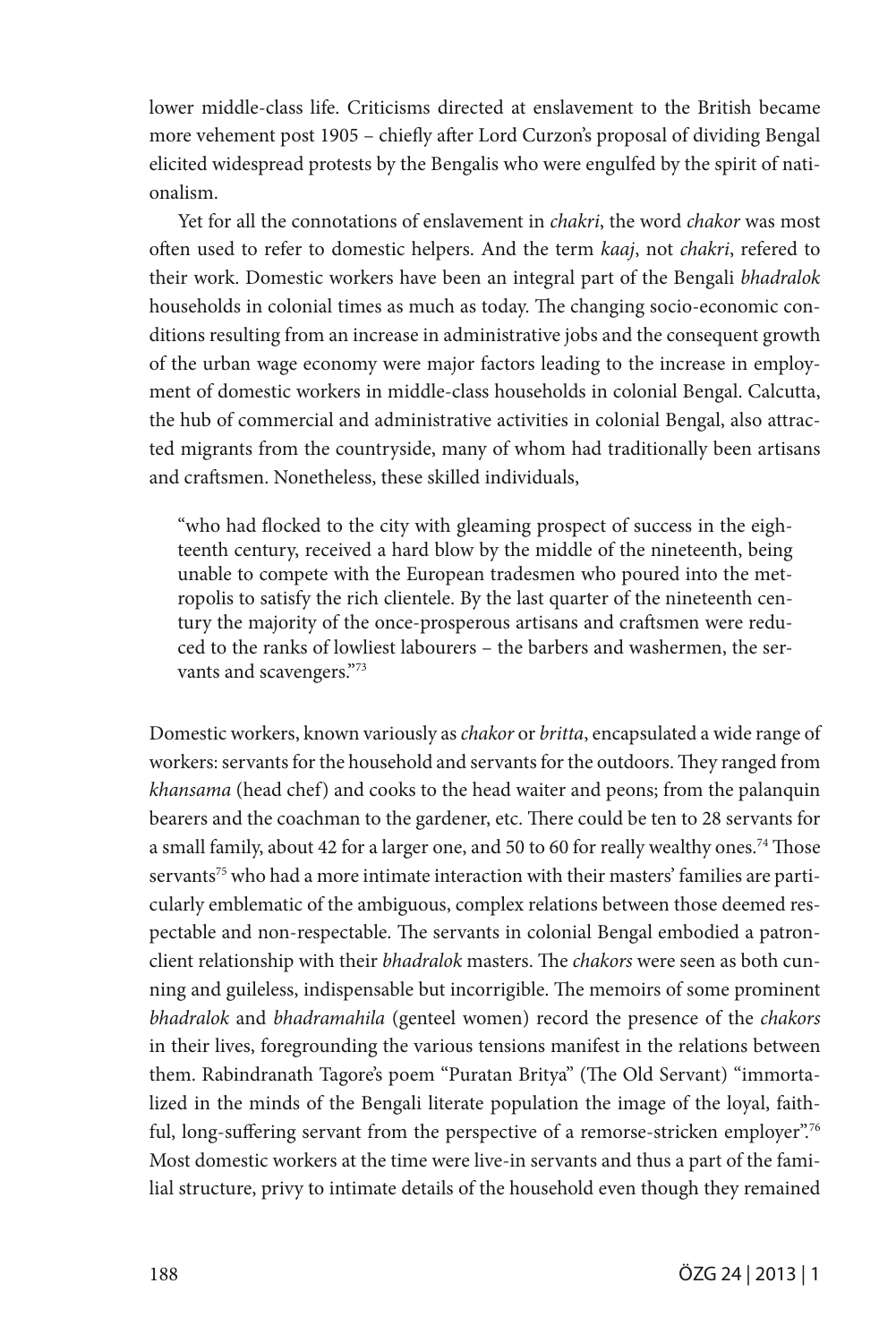lower middle-class life. Criticisms directed at enslavement to the British became more vehement post 1905 – chiefly after Lord Curzon's proposal of dividing Bengal elicited widespread protests by the Bengalis who were engulfed by the spirit of nationalism.

Yet for all the connotations of enslavement in *chakri*, the word *chakor* was most often used to refer to domestic helpers. And the term *kaaj*, not *chakri*, refered to their work. Domestic workers have been an integral part of the Bengali *bhadralok* households in colonial times as much as today. The changing socio-economic conditions resulting from an increase in administrative jobs and the consequent growth of the urban wage economy were major factors leading to the increase in employment of domestic workers in middle-class households in colonial Bengal. Calcutta, the hub of commercial and administrative activities in colonial Bengal, also attracted migrants from the countryside, many of whom had traditionally been artisans and craftsmen. Nonetheless, these skilled individuals,

> "who had flocked to the city with gleaming prospect of success in the eighteenth century, received a hard blow by the middle of the nineteenth, being unable to compete with the European tradesmen who poured into the metropolis to satisfy the rich clientele. By the last quarter of the nineteenth century the majority of the once-prosperous artisans and craftsmen were reduced to the ranks of lowliest labourers – the barbers and washermen, the servants and scavengers."[73]

Domestic workers, known variously as *chakor* or *britta*, encapsulated a wide range of workers: servants for the household and servants for the outdoors. They ranged from *khansama* (head chef) and cooks to the head waiter and peons; from the palanquin bearers and the coachman to the gardener, etc. There could be ten to 28 servants for a small family, about 42 for a larger one, and 50 to 60 for really wealthy ones.[74] Those servants[75] who had a more intimate interaction with their masters' families are particularly emblematic of the ambiguous, complex relations between those deemed respectable and non-respectable. The servants in colonial Bengal embodied a patron-client relationship with their *bhadralok* masters. The *chakors* were seen as both cunning and guileless, indispensable but incorrigible. The memoirs of some prominent *bhadralok* and *bhadramahila* (genteel women) record the presence of the *chakors* in their lives, foregrounding the various tensions manifest in the relations between them. Rabindranath Tagore's poem "Puratan Britya" (The Old Servant) "immortalized in the minds of the Bengali literate population the image of the loyal, faithful, long-suffering servant from the perspective of a remorse-stricken employer".[76] Most domestic workers at the time were live-in servants and thus a part of the familial structure, privy to intimate details of the household even though they remained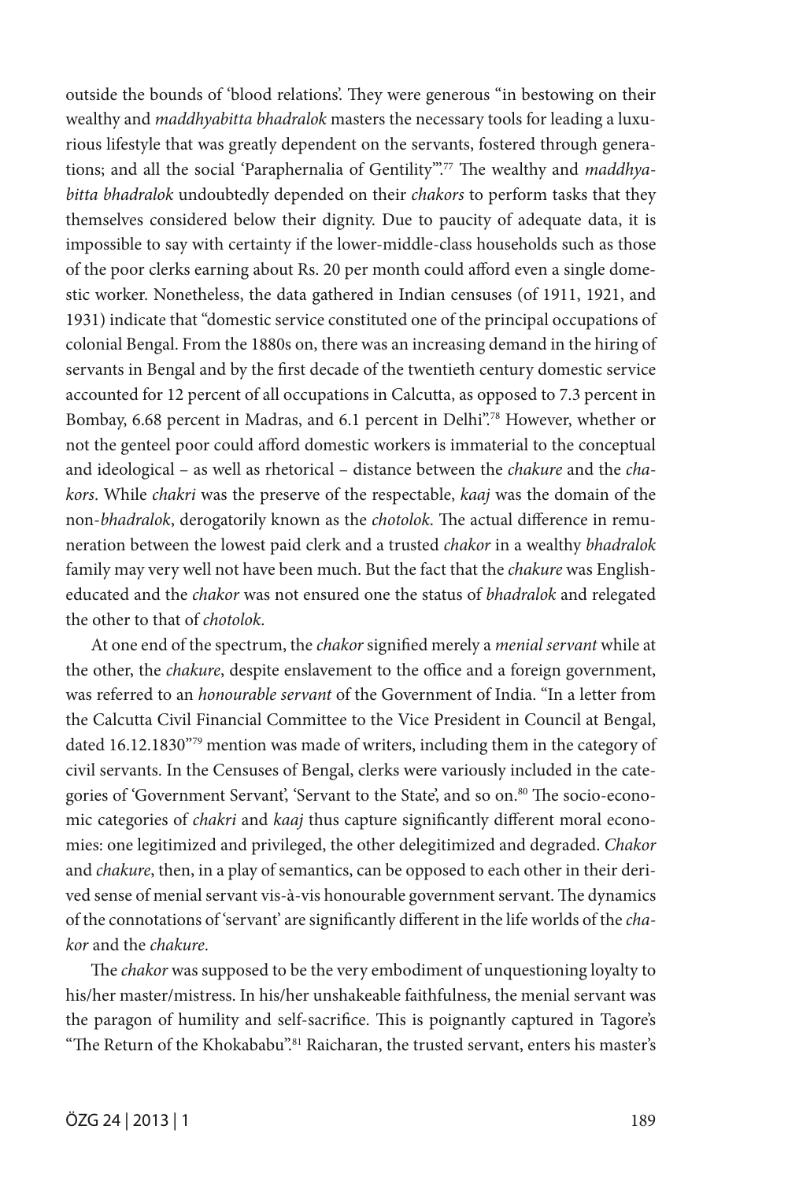outside the bounds of 'blood relations'. They were generous "in bestowing on their wealthy and *maddhyabitta bhadralok* masters the necessary tools for leading a luxurious lifestyle that was greatly dependent on the servants, fostered through generations; and all the social 'Paraphernalia of Gentility'".[77] The wealthy and *maddhyabitta bhadralok* undoubtedly depended on their *chakors* to perform tasks that they themselves considered below their dignity. Due to paucity of adequate data, it is impossible to say with certainty if the lower-middle-class households such as those of the poor clerks earning about Rs. 20 per month could afford even a single domestic worker. Nonetheless, the data gathered in Indian censuses (of 1911, 1921, and 1931) indicate that "domestic service constituted one of the principal occupations of colonial Bengal. From the 1880s on, there was an increasing demand in the hiring of servants in Bengal and by the first decade of the twentieth century domestic service accounted for 12 percent of all occupations in Calcutta, as opposed to 7.3 percent in Bombay, 6.68 percent in Madras, and 6.1 percent in Delhi".[78] However, whether or not the genteel poor could afford domestic workers is immaterial to the conceptual and ideological – as well as rhetorical – distance between the *chakure* and the *chakors*. While *chakri* was the preserve of the respectable, *kaaj* was the domain of the non-*bhadralok*, derogatorily known as the *chotolok*. The actual difference in remuneration between the lowest paid clerk and a trusted *chakor* in a wealthy *bhadralok* family may very well not have been much. But the fact that the *chakure* was English-educated and the *chakor* was not ensured one the status of *bhadralok* and relegated the other to that of *chotolok*.

At one end of the spectrum, the *chakor* signified merely a *menial servant* while at the other, the *chakure*, despite enslavement to the office and a foreign government, was referred to an *honourable servant* of the Government of India. "In a letter from the Calcutta Civil Financial Committee to the Vice President in Council at Bengal, dated 16.12.1830"[79] mention was made of writers, including them in the category of civil servants. In the Censuses of Bengal, clerks were variously included in the categories of 'Government Servant', 'Servant to the State', and so on.[80] The socio-economic categories of *chakri* and *kaaj* thus capture significantly different moral economies: one legitimized and privileged, the other delegitimized and degraded. *Chakor* and *chakure*, then, in a play of semantics, can be opposed to each other in their derived sense of menial servant vis-à-vis honourable government servant. The dynamics of the connotations of 'servant' are significantly different in the life worlds of the *chakor* and the *chakure*.

The *chakor* was supposed to be the very embodiment of unquestioning loyalty to his/her master/mistress. In his/her unshakeable faithfulness, the menial servant was the paragon of humility and self-sacrifice. This is poignantly captured in Tagore's "The Return of the Khokababu".[81] Raicharan, the trusted servant, enters his master's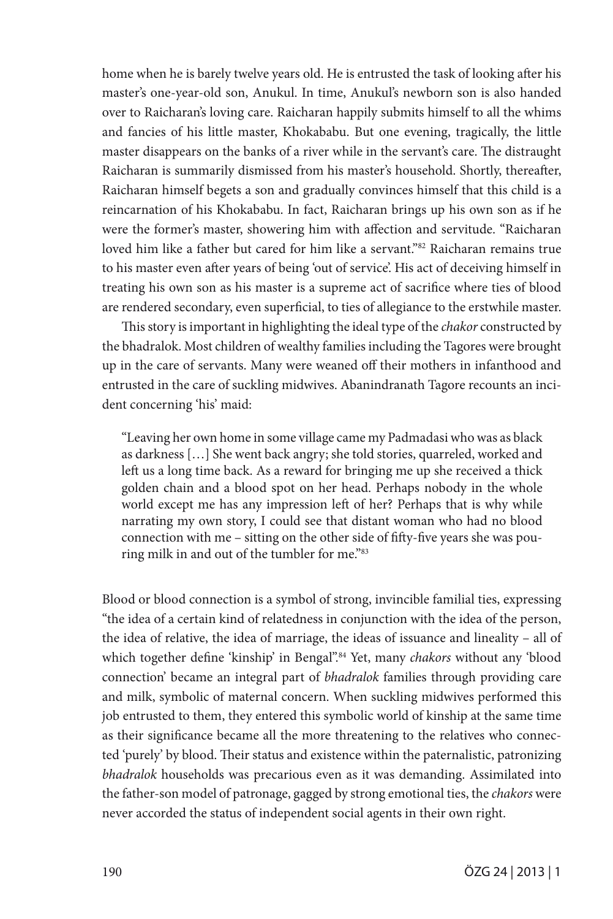home when he is barely twelve years old. He is entrusted the task of looking after his master's one-year-old son, Anukul. In time, Anukul's newborn son is also handed over to Raicharan's loving care. Raicharan happily submits himself to all the whims and fancies of his little master, Khokababu. But one evening, tragically, the little master disappears on the banks of a river while in the servant's care. The distraught Raicharan is summarily dismissed from his master's household. Shortly, thereafter, Raicharan himself begets a son and gradually convinces himself that this child is a reincarnation of his Khokababu. In fact, Raicharan brings up his own son as if he were the former's master, showering him with affection and servitude. "Raicharan loved him like a father but cared for him like a servant."[82] Raicharan remains true to his master even after years of being 'out of service'. His act of deceiving himself in treating his own son as his master is a supreme act of sacrifice where ties of blood are rendered secondary, even superficial, to ties of allegiance to the erstwhile master.

This story is important in highlighting the ideal type of the *chakor* constructed by the bhadralok. Most children of wealthy families including the Tagores were brought up in the care of servants. Many were weaned off their mothers in infanthood and entrusted in the care of suckling midwives. Abanindranath Tagore recounts an incident concerning 'his' maid:

> "Leaving her own home in some village came my Padmadasi who was as black as darkness […] She went back angry; she told stories, quarreled, worked and left us a long time back. As a reward for bringing me up she received a thick golden chain and a blood spot on her head. Perhaps nobody in the whole world except me has any impression left of her? Perhaps that is why while narrating my own story, I could see that distant woman who had no blood connection with me – sitting on the other side of fifty-five years she was pouring milk in and out of the tumbler for me."[83]

Blood or blood connection is a symbol of strong, invincible familial ties, expressing "the idea of a certain kind of relatedness in conjunction with the idea of the person, the idea of relative, the idea of marriage, the ideas of issuance and lineality – all of which together define 'kinship' in Bengal".[84] Yet, many *chakors* without any 'blood connection' became an integral part of *bhadralok* families through providing care and milk, symbolic of maternal concern. When suckling midwives performed this job entrusted to them, they entered this symbolic world of kinship at the same time as their significance became all the more threatening to the relatives who connected 'purely' by blood. Their status and existence within the paternalistic, patronizing *bhadralok* households was precarious even as it was demanding. Assimilated into the father-son model of patronage, gagged by strong emotional ties, the *chakors* were never accorded the status of independent social agents in their own right.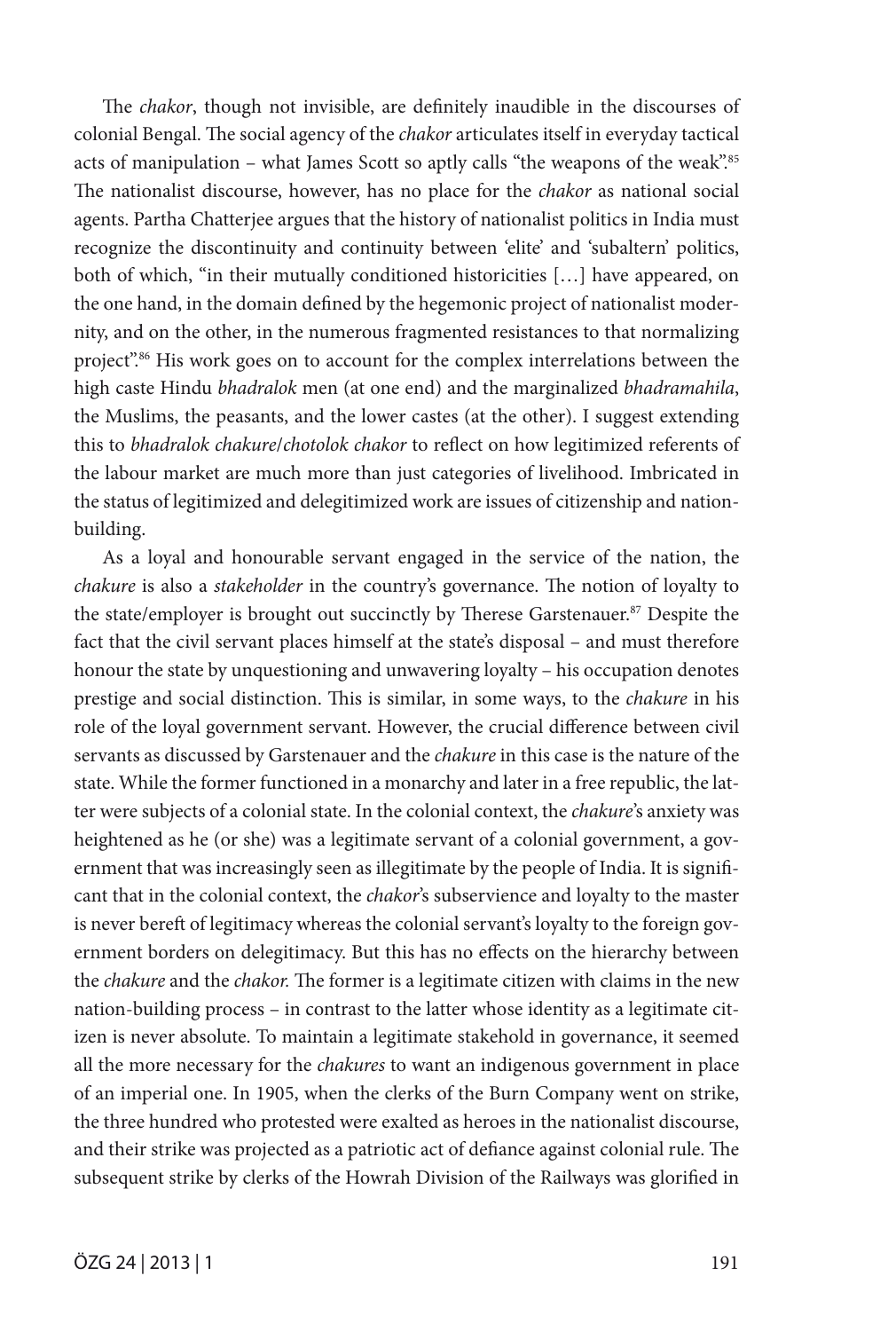The *chakor*, though not invisible, are definitely inaudible in the discourses of colonial Bengal. The social agency of the *chakor* articulates itself in everyday tactical acts of manipulation – what James Scott so aptly calls "the weapons of the weak".[85] The nationalist discourse, however, has no place for the *chakor* as national social agents. Partha Chatterjee argues that the history of nationalist politics in India must recognize the discontinuity and continuity between 'elite' and 'subaltern' politics, both of which, "in their mutually conditioned historicities […] have appeared, on the one hand, in the domain defined by the hegemonic project of nationalist modernity, and on the other, in the numerous fragmented resistances to that normalizing project".[86] His work goes on to account for the complex interrelations between the high caste Hindu *bhadralok* men (at one end) and the marginalized *bhadramahila*, the Muslims, the peasants, and the lower castes (at the other). I suggest extending this to *bhadralok chakure*/*chotolok chakor* to reflect on how legitimized referents of the labour market are much more than just categories of livelihood. Imbricated in the status of legitimized and delegitimized work are issues of citizenship and nation-building.

As a loyal and honourable servant engaged in the service of the nation, the *chakure* is also a *stakeholder* in the country's governance. The notion of loyalty to the state/employer is brought out succinctly by Therese Garstenauer.[87] Despite the fact that the civil servant places himself at the state's disposal – and must therefore honour the state by unquestioning and unwavering loyalty – his occupation denotes prestige and social distinction. This is similar, in some ways, to the *chakure* in his role of the loyal government servant. However, the crucial difference between civil servants as discussed by Garstenauer and the *chakure* in this case is the nature of the state. While the former functioned in a monarchy and later in a free republic, the latter were subjects of a colonial state. In the colonial context, the *chakure*'s anxiety was heightened as he (or she) was a legitimate servant of a colonial government, a government that was increasingly seen as illegitimate by the people of India. It is significant that in the colonial context, the *chakor*'s subservience and loyalty to the master is never bereft of legitimacy whereas the colonial servant's loyalty to the foreign government borders on delegitimacy. But this has no effects on the hierarchy between the *chakure* and the *chakor*. The former is a legitimate citizen with claims in the new nation-building process – in contrast to the latter whose identity as a legitimate citizen is never absolute. To maintain a legitimate stakehold in governance, it seemed all the more necessary for the *chakures* to want an indigenous government in place of an imperial one. In 1905, when the clerks of the Burn Company went on strike, the three hundred who protested were exalted as heroes in the nationalist discourse, and their strike was projected as a patriotic act of defiance against colonial rule. The subsequent strike by clerks of the Howrah Division of the Railways was glorified in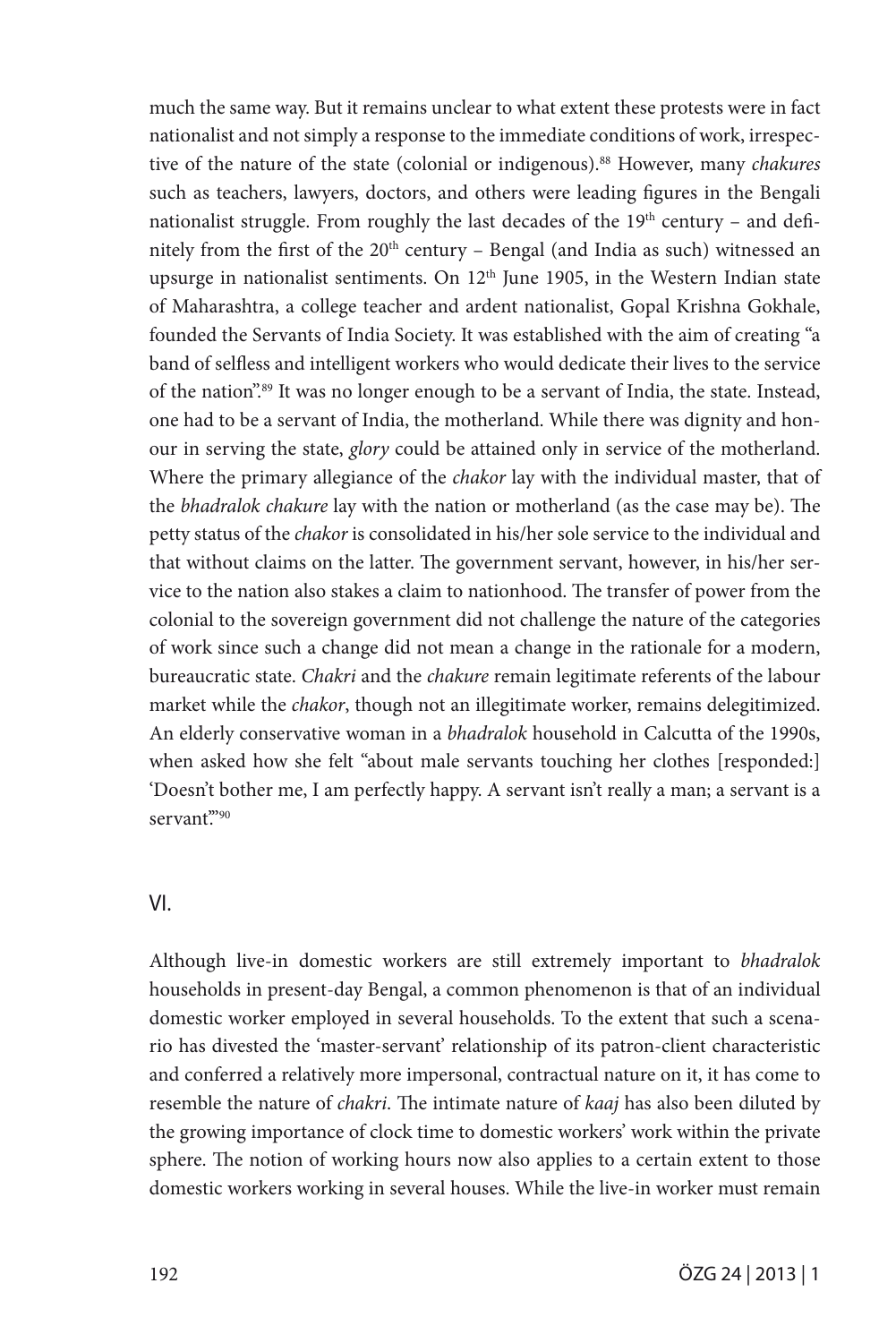much the same way. But it remains unclear to what extent these protests were in fact nationalist and not simply a response to the immediate conditions of work, irrespective of the nature of the state (colonial or indigenous).[88] However, many *chakures* such as teachers, lawyers, doctors, and others were leading figures in the Bengali nationalist struggle. From roughly the last decades of the 19th century – and definitely from the first of the 20th century – Bengal (and India as such) witnessed an upsurge in nationalist sentiments. On 12th June 1905, in the Western Indian state of Maharashtra, a college teacher and ardent nationalist, Gopal Krishna Gokhale, founded the Servants of India Society. It was established with the aim of creating "a band of selfless and intelligent workers who would dedicate their lives to the service of the nation".[89] It was no longer enough to be a servant of India, the state. Instead, one had to be a servant of India, the motherland. While there was dignity and honour in serving the state, *glory* could be attained only in service of the motherland. Where the primary allegiance of the *chakor* lay with the individual master, that of the *bhadralok chakure* lay with the nation or motherland (as the case may be). The petty status of the *chakor* is consolidated in his/her sole service to the individual and that without claims on the latter. The government servant, however, in his/her service to the nation also stakes a claim to nationhood. The transfer of power from the colonial to the sovereign government did not challenge the nature of the categories of work since such a change did not mean a change in the rationale for a modern, bureaucratic state. *Chakri* and the *chakure* remain legitimate referents of the labour market while the *chakor*, though not an illegitimate worker, remains delegitimized. An elderly conservative woman in a *bhadralok* household in Calcutta of the 1990s, when asked how she felt "about male servants touching her clothes [responded:] 'Doesn't bother me, I am perfectly happy. A servant isn't really a man; a servant is a servant.'"[90]

## VI.

Although live-in domestic workers are still extremely important to *bhadralok* households in present-day Bengal, a common phenomenon is that of an individual domestic worker employed in several households. To the extent that such a scenario has divested the 'master-servant' relationship of its patron-client characteristic and conferred a relatively more impersonal, contractual nature on it, it has come to resemble the nature of *chakri*. The intimate nature of *kaaj* has also been diluted by the growing importance of clock time to domestic workers' work within the private sphere. The notion of working hours now also applies to a certain extent to those domestic workers working in several houses. While the live-in worker must remain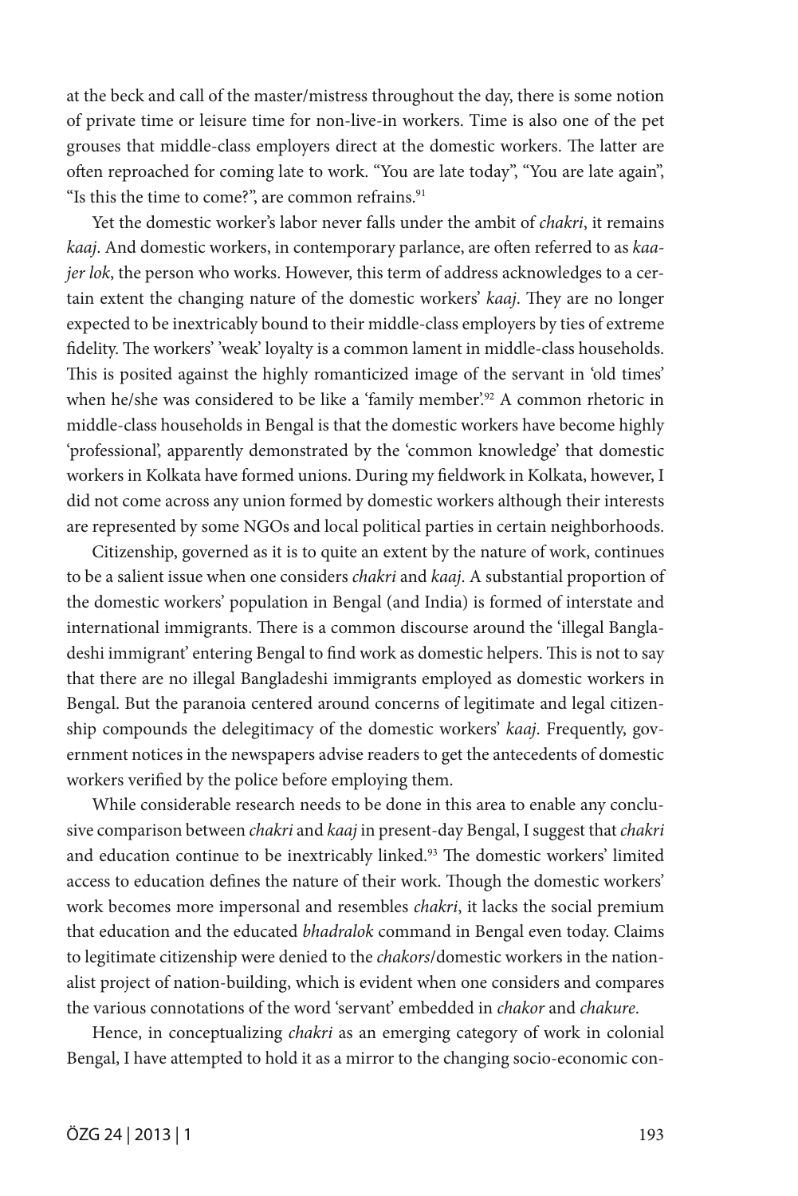at the beck and call of the master/mistress throughout the day, there is some notion of private time or leisure time for non-live-in workers. Time is also one of the pet grouses that middle-class employers direct at the domestic workers. The latter are often reproached for coming late to work. "You are late today", "You are late again", "Is this the time to come?", are common refrains.[91]

Yet the domestic worker's labor never falls under the ambit of *chakri*, it remains *kaaj*. And domestic workers, in contemporary parlance, are often referred to as *kaajer lok*, the person who works. However, this term of address acknowledges to a certain extent the changing nature of the domestic workers' *kaaj*. They are no longer expected to be inextricably bound to their middle-class employers by ties of extreme fidelity. The workers' 'weak' loyalty is a common lament in middle-class households. This is posited against the highly romanticized image of the servant in 'old times' when he/she was considered to be like a 'family member'.[92] A common rhetoric in middle-class households in Bengal is that the domestic workers have become highly 'professional', apparently demonstrated by the 'common knowledge' that domestic workers in Kolkata have formed unions. During my fieldwork in Kolkata, however, I did not come across any union formed by domestic workers although their interests are represented by some NGOs and local political parties in certain neighborhoods.

Citizenship, governed as it is to quite an extent by the nature of work, continues to be a salient issue when one considers *chakri* and *kaaj*. A substantial proportion of the domestic workers' population in Bengal (and India) is formed of interstate and international immigrants. There is a common discourse around the 'illegal Bangladeshi immigrant' entering Bengal to find work as domestic helpers. This is not to say that there are no illegal Bangladeshi immigrants employed as domestic workers in Bengal. But the paranoia centered around concerns of legitimate and legal citizenship compounds the delegitimacy of the domestic workers' *kaaj*. Frequently, government notices in the newspapers advise readers to get the antecedents of domestic workers verified by the police before employing them.

While considerable research needs to be done in this area to enable any conclusive comparison between *chakri* and *kaaj* in present-day Bengal, I suggest that *chakri* and education continue to be inextricably linked.[93] The domestic workers' limited access to education defines the nature of their work. Though the domestic workers' work becomes more impersonal and resembles *chakri*, it lacks the social premium that education and the educated *bhadralok* command in Bengal even today. Claims to legitimate citizenship were denied to the *chakors*/domestic workers in the nationalist project of nation-building, which is evident when one considers and compares the various connotations of the word 'servant' embedded in *chakor* and *chakure*.

Hence, in conceptualizing *chakri* as an emerging category of work in colonial Bengal, I have attempted to hold it as a mirror to the changing socio-economic con-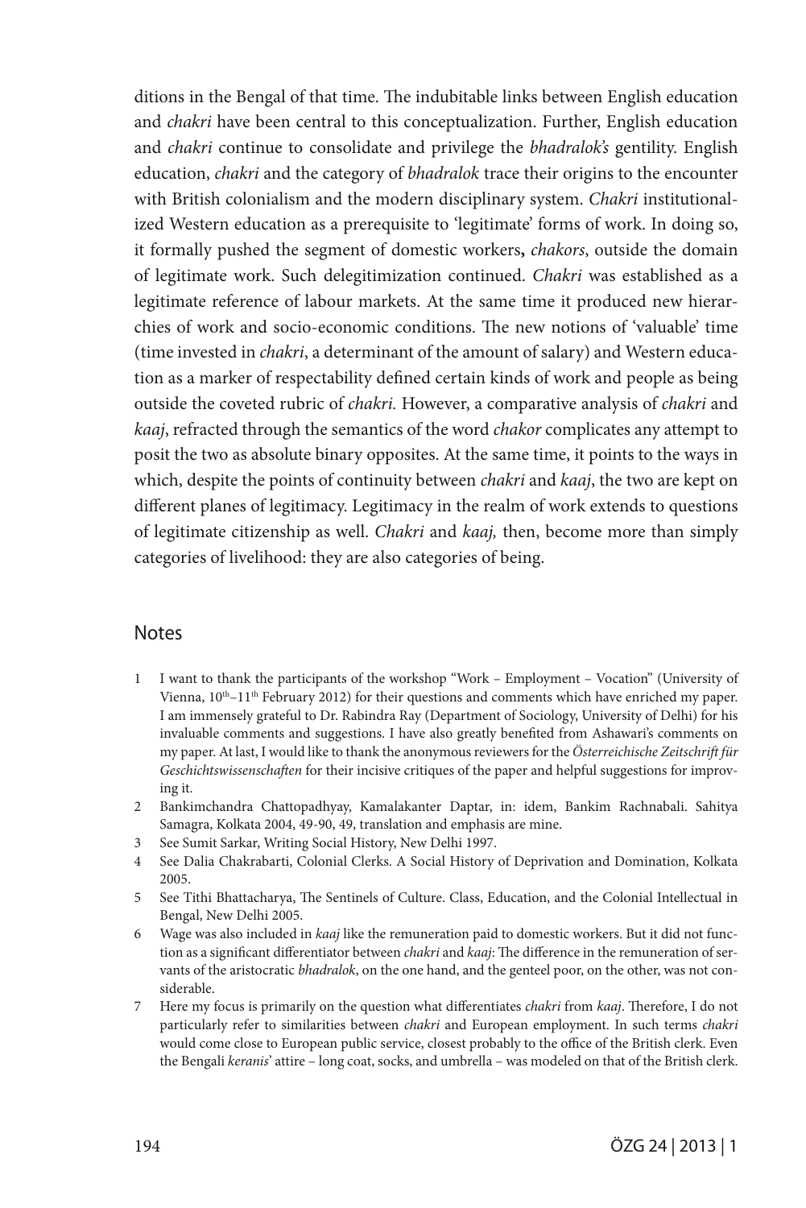ditions in the Bengal of that time. The indubitable links between English education and *chakri* have been central to this conceptualization. Further, English education and *chakri* continue to consolidate and privilege the *bhadralok's* gentility. English education, *chakri* and the category of *bhadralok* trace their origins to the encounter with British colonialism and the modern disciplinary system. *Chakri* institutionalized Western education as a prerequisite to 'legitimate' forms of work. In doing so, it formally pushed the segment of domestic workers**,** *chakors*, outside the domain of legitimate work. Such delegitimization continued. *Chakri* was established as a legitimate reference of labour markets. At the same time it produced new hierarchies of work and socio-economic conditions. The new notions of 'valuable' time (time invested in *chakri*, a determinant of the amount of salary) and Western education as a marker of respectability defined certain kinds of work and people as being outside the coveted rubric of *chakri.* However, a comparative analysis of *chakri* and *kaaj*, refracted through the semantics of the word *chakor* complicates any attempt to posit the two as absolute binary opposites. At the same time, it points to the ways in which, despite the points of continuity between *chakri* and *kaaj*, the two are kept on different planes of legitimacy. Legitimacy in the realm of work extends to questions of legitimate citizenship as well. *Chakri* and *kaaj,* then, become more than simply categories of livelihood: they are also categories of being.

## Notes

1 I want to thank the participants of the workshop "Work – Employment – Vocation" (University of Vienna, 10th–11th February 2012) for their questions and comments which have enriched my paper. I am immensely grateful to Dr. Rabindra Ray (Department of Sociology, University of Delhi) for his invaluable comments and suggestions. I have also greatly benefited from Ashawari's comments on my paper. At last, I would like to thank the anonymous reviewers for the *Österreichische Zeitschrift für Geschichtswissenschaften* for their incisive critiques of the paper and helpful suggestions for improving it.

2 Bankimchandra Chattopadhyay, Kamalakanter Daptar, in: idem, Bankim Rachnabali. Sahitya Samagra, Kolkata 2004, 49-90, 49, translation and emphasis are mine.

3 See Sumit Sarkar, Writing Social History, New Delhi 1997.

4 See Dalia Chakrabarti, Colonial Clerks. A Social History of Deprivation and Domination, Kolkata 2005.

5 See Tithi Bhattacharya, The Sentinels of Culture. Class, Education, and the Colonial Intellectual in Bengal, New Delhi 2005.

6 Wage was also included in *kaaj* like the remuneration paid to domestic workers. But it did not function as a significant differentiator between *chakri* and *kaaj*: The difference in the remuneration of servants of the aristocratic *bhadralok*, on the one hand, and the genteel poor, on the other, was not considerable.

7 Here my focus is primarily on the question what differentiates *chakri* from *kaaj*. Therefore, I do not particularly refer to similarities between *chakri* and European employment. In such terms *chakri* would come close to European public service, closest probably to the office of the British clerk. Even the Bengali *keranis*' attire – long coat, socks, and umbrella – was modeled on that of the British clerk.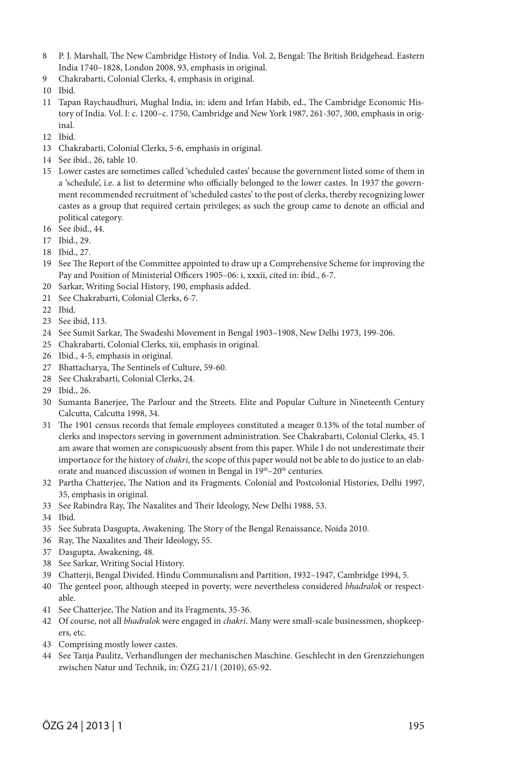8 P. J. Marshall, The New Cambridge History of India. Vol. 2, Bengal: The British Bridgehead. Eastern India 1740–1828, London 2008, 93, emphasis in original.

9 Chakrabarti, Colonial Clerks, 4, emphasis in original.

10 Ibid.

11 Tapan Raychaudhuri, Mughal India, in: idem and Irfan Habib, ed., The Cambridge Economic History of India. Vol. I: c. 1200–c. 1750, Cambridge and New York 1987, 261-307, 300, emphasis in original.

12 Ibid.

13 Chakrabarti, Colonial Clerks, 5-6, emphasis in original.

14 See ibid., 26, table 10.

15 Lower castes are sometimes called 'scheduled castes' because the government listed some of them in a 'schedule', i.e. a list to determine who officially belonged to the lower castes. In 1937 the government recommended recruitment of 'scheduled castes' to the post of clerks, thereby recognizing lower castes as a group that required certain privileges; as such the group came to denote an official and political category.

16 See ibid., 44.

17 Ibid., 29.

18 Ibid., 27.

19 See The Report of the Committee appointed to draw up a Comprehensive Scheme for improving the Pay and Position of Ministerial Officers 1905–06: i, xxxii, cited in: ibid., 6-7.

20 Sarkar, Writing Social History, 190, emphasis added.

21 See Chakrabarti, Colonial Clerks, 6-7.

22 Ibid.

23 See ibid, 113.

24 See Sumit Sarkar, The Swadeshi Movement in Bengal 1903–1908, New Delhi 1973, 199-206.

25 Chakrabarti, Colonial Clerks, xii, emphasis in original.

26 Ibid., 4-5, emphasis in original.

27 Bhattacharya, The Sentinels of Culture, 59-60.

28 See Chakrabarti, Colonial Clerks, 24.

29 Ibid., 26.

30 Sumanta Banerjee, The Parlour and the Streets. Elite and Popular Culture in Nineteenth Century Calcutta, Calcutta 1998, 34.

31 The 1901 census records that female employees constituted a meager 0.13% of the total number of clerks and inspectors serving in government administration. See Chakrabarti, Colonial Clerks, 45. I am aware that women are conspicuously absent from this paper. While I do not underestimate their importance for the history of *chakri*, the scope of this paper would not be able to do justice to an elaborate and nuanced discussion of women in Bengal in 19th–20th centuries.

32 Partha Chatterjee, The Nation and its Fragments. Colonial and Postcolonial Histories, Delhi 1997, 35, emphasis in original.

33 See Rabindra Ray, The Naxalites and Their Ideology, New Delhi 1988, 53.

34 Ibid.

35 See Subrata Dasgupta, Awakening. The Story of the Bengal Renaissance, Noida 2010.

36 Ray, The Naxalites and Their Ideology, 55.

37 Dasgupta, Awakening, 48.

38 See Sarkar, Writing Social History.

39 Chatterji, Bengal Divided. Hindu Communalism and Partition, 1932–1947, Cambridge 1994, 5.

40 The genteel poor, although steeped in poverty, were nevertheless considered *bhadralok* or respectable.

41 See Chatterjee, The Nation and its Fragments, 35-36.

42 Of course, not all *bhadralok* were engaged in *chakri*. Many were small-scale businessmen, shopkeepers, etc.

43 Comprising mostly lower castes.

44 See Tanja Paulitz, Verhandlungen der mechanischen Maschine. Geschlecht in den Grenzziehungen zwischen Natur und Technik, in: ÖZG 21/1 (2010), 65-92.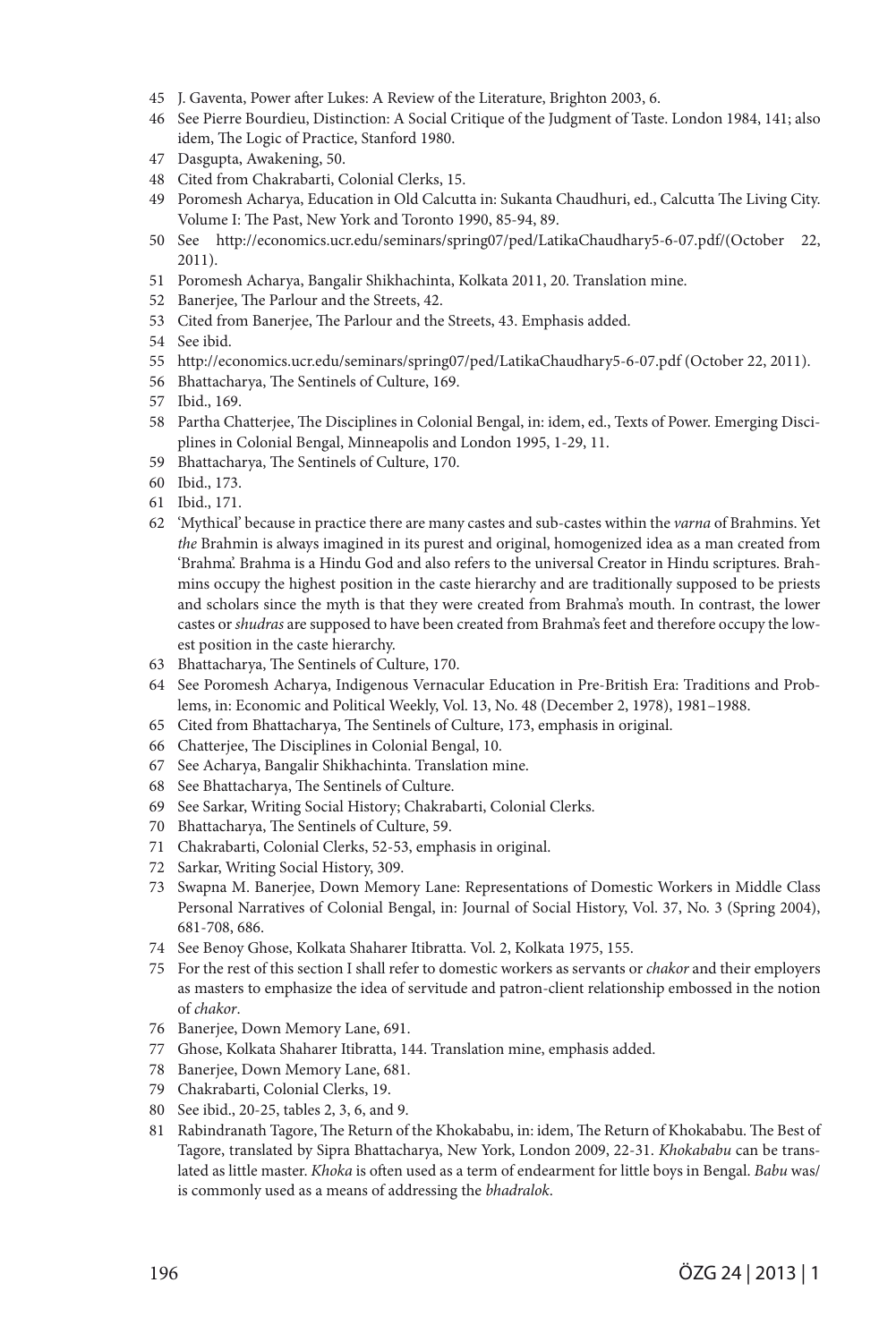45 J. Gaventa, Power after Lukes: A Review of the Literature, Brighton 2003, 6.

46 See Pierre Bourdieu, Distinction: A Social Critique of the Judgment of Taste. London 1984, 141; also idem, The Logic of Practice, Stanford 1980.

47 Dasgupta, Awakening, 50.

48 Cited from Chakrabarti, Colonial Clerks, 15.

49 Poromesh Acharya, Education in Old Calcutta in: Sukanta Chaudhuri, ed., Calcutta The Living City. Volume I: The Past, New York and Toronto 1990, 85-94, 89.

50 See http://economics.ucr.edu/seminars/spring07/ped/LatikaChaudhary5-6-07.pdf/(October 22, 2011).

51 Poromesh Acharya, Bangalir Shikhachinta, Kolkata 2011, 20. Translation mine.

52 Banerjee, The Parlour and the Streets, 42.

53 Cited from Banerjee, The Parlour and the Streets, 43. Emphasis added.

54 See ibid.

55 http://economics.ucr.edu/seminars/spring07/ped/LatikaChaudhary5-6-07.pdf (October 22, 2011).

56 Bhattacharya, The Sentinels of Culture, 169.

57 Ibid., 169.

58 Partha Chatterjee, The Disciplines in Colonial Bengal, in: idem, ed., Texts of Power. Emerging Disciplines in Colonial Bengal, Minneapolis and London 1995, 1-29, 11.

59 Bhattacharya, The Sentinels of Culture, 170.

60 Ibid., 173.

61 Ibid., 171.

62 'Mythical' because in practice there are many castes and sub-castes within the *varna* of Brahmins. Yet *the* Brahmin is always imagined in its purest and original, homogenized idea as a man created from 'Brahma'. Brahma is a Hindu God and also refers to the universal Creator in Hindu scriptures. Brahmins occupy the highest position in the caste hierarchy and are traditionally supposed to be priests and scholars since the myth is that they were created from Brahma's mouth. In contrast, the lower castes or *shudras* are supposed to have been created from Brahma's feet and therefore occupy the lowest position in the caste hierarchy.

63 Bhattacharya, The Sentinels of Culture, 170.

64 See Poromesh Acharya, Indigenous Vernacular Education in Pre-British Era: Traditions and Problems, in: Economic and Political Weekly, Vol. 13, No. 48 (December 2, 1978), 1981–1988.

65 Cited from Bhattacharya, The Sentinels of Culture, 173, emphasis in original.

66 Chatterjee, The Disciplines in Colonial Bengal, 10.

67 See Acharya, Bangalir Shikhachinta. Translation mine.

68 See Bhattacharya, The Sentinels of Culture.

69 See Sarkar, Writing Social History; Chakrabarti, Colonial Clerks.

70 Bhattacharya, The Sentinels of Culture, 59.

71 Chakrabarti, Colonial Clerks, 52-53, emphasis in original.

72 Sarkar, Writing Social History, 309.

73 Swapna M. Banerjee, Down Memory Lane: Representations of Domestic Workers in Middle Class Personal Narratives of Colonial Bengal, in: Journal of Social History, Vol. 37, No. 3 (Spring 2004), 681-708, 686.

74 See Benoy Ghose, Kolkata Shaharer Itibratta. Vol. 2, Kolkata 1975, 155.

75 For the rest of this section I shall refer to domestic workers as servants or *chakor* and their employers as masters to emphasize the idea of servitude and patron-client relationship embossed in the notion of *chakor*.

76 Banerjee, Down Memory Lane, 691.

77 Ghose, Kolkata Shaharer Itibratta, 144. Translation mine, emphasis added.

78 Banerjee, Down Memory Lane, 681.

79 Chakrabarti, Colonial Clerks, 19.

80 See ibid., 20-25, tables 2, 3, 6, and 9.

81 Rabindranath Tagore, The Return of the Khokababu, in: idem, The Return of Khokababu. The Best of Tagore, translated by Sipra Bhattacharya, New York, London 2009, 22-31. *Khokababu* can be translated as little master. *Khoka* is often used as a term of endearment for little boys in Bengal. *Babu* was/is commonly used as a means of addressing the *bhadralok*.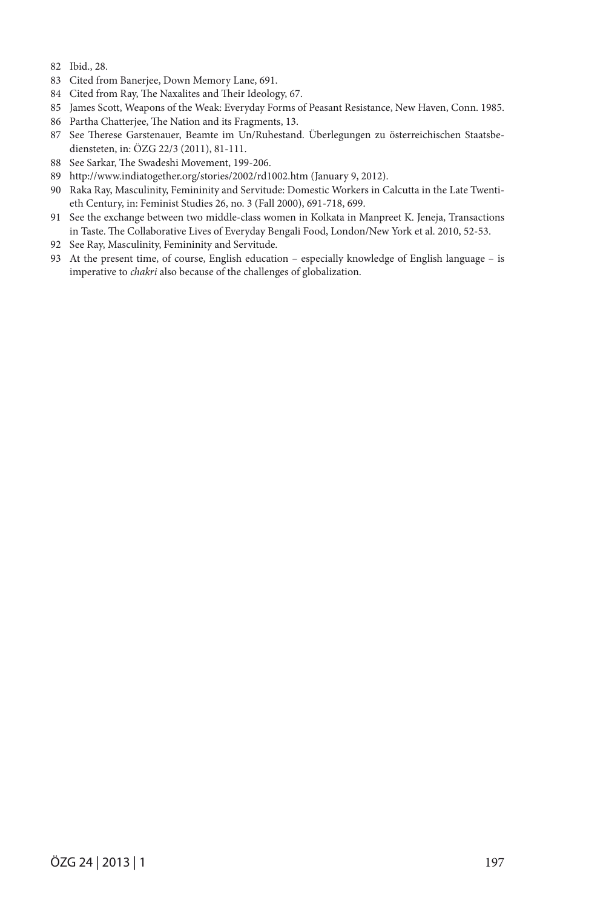82 Ibid., 28.

83 Cited from Banerjee, Down Memory Lane, 691.

84 Cited from Ray, The Naxalites and Their Ideology, 67.

85 James Scott, Weapons of the Weak: Everyday Forms of Peasant Resistance, New Haven, Conn. 1985.

86 Partha Chatterjee, The Nation and its Fragments, 13.

87 See Therese Garstenauer, Beamte im Un/Ruhestand. Überlegungen zu österreichischen Staatsbediensteten, in: ÖZG 22/3 (2011), 81-111.

88 See Sarkar, The Swadeshi Movement, 199-206.

89 http://www.indiatogether.org/stories/2002/rd1002.htm (January 9, 2012).

90 Raka Ray, Masculinity, Femininity and Servitude: Domestic Workers in Calcutta in the Late Twentieth Century, in: Feminist Studies 26, no. 3 (Fall 2000), 691-718, 699.

91 See the exchange between two middle-class women in Kolkata in Manpreet K. Jeneja, Transactions in Taste. The Collaborative Lives of Everyday Bengali Food, London/New York et al. 2010, 52-53.

92 See Ray, Masculinity, Femininity and Servitude.

93 At the present time, of course, English education – especially knowledge of English language – is imperative to *chakri* also because of the challenges of globalization.